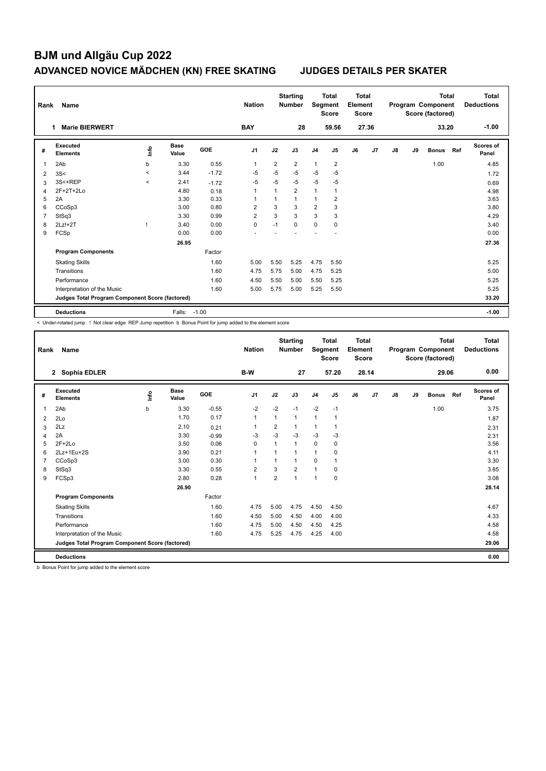# BJM und Allgäu Cup 2022

## ADVANCED NOVICE MÄDCHEN (KN) FREE SKATING — JUDGES DETAILS PER SKATER

| Rank | Name | Nation | Starting Number | Total Segment Score | Total Element Score | Total Program Component Score (factored) | Total Deductions |
|---|---|---|---|---|---|---|---|
| 1 | Marie BIERWERT | BAY | 28 | 59.56 | 27.36 | 33.20 | -1.00 |

| # | Executed Elements | Info | Base Value | GOE | J1 | J2 | J3 | J4 | J5 | J6 | J7 | J8 | J9 | Bonus | Ref | Scores of Panel |
|---|---|---|---|---|---|---|---|---|---|---|---|---|---|---|---|---|
| 1 | 2Ab | b | 3.30 | 0.55 | 1 | 2 | 2 | 1 | 2 | | | | | 1.00 | | 4.85 |
| 2 | 3S< | < | 3.44 | -1.72 | -5 | -5 | -5 | -5 | -5 | | | | | | | 1.72 |
| 3 | 3S<+REP | < | 2.41 | -1.72 | -5 | -5 | -5 | -5 | -5 | | | | | | | 0.69 |
| 4 | 2F+2T+2Lo | | 4.80 | 0.18 | 1 | 1 | 2 | 1 | 1 | | | | | | | 4.98 |
| 5 | 2A | | 3.30 | 0.33 | 1 | 1 | 1 | 1 | 2 | | | | | | | 3.63 |
| 6 | CCoSp3 | | 3.00 | 0.80 | 2 | 3 | 3 | 2 | 3 | | | | | | | 3.80 |
| 7 | StSq3 | | 3.30 | 0.99 | 2 | 3 | 3 | 3 | 3 | | | | | | | 4.29 |
| 8 | 2Lz!+2T | ! | 3.40 | 0.00 | 0 | -1 | 0 | 0 | 0 | | | | | | | 3.40 |
| 9 | FCSp | | 0.00 | 0.00 | - | - | - | - | - | | | | | | | 0.00 |
| | | | 26.95 | | | | | | | | | | | | | 27.36 |

| Program Components | Factor | J1 | J2 | J3 | J4 | J5 | J6 | J7 | J8 | J9 | Scores of Panel |
|---|---|---|---|---|---|---|---|---|---|---|---|
| Skating Skills | 1.60 | 5.00 | 5.50 | 5.25 | 4.75 | 5.50 | | | | | 5.25 |
| Transitions | 1.60 | 4.75 | 5.75 | 5.00 | 4.75 | 5.25 | | | | | 5.00 |
| Performance | 1.60 | 4.50 | 5.50 | 5.00 | 5.50 | 5.25 | | | | | 5.25 |
| Interpretation of the Music | 1.60 | 5.00 | 5.75 | 5.00 | 5.25 | 5.50 | | | | | 5.25 |
| Judges Total Program Component Score (factored) | | | | | | | | | | | 33.20 |

| Deductions | Falls: -1.00 | -1.00 |
|---|---|---|

< Under-rotated jump ! Not clear edge REP Jump repetition b Bonus Point for jump added to the element score

| Rank | Name | Nation | Starting Number | Total Segment Score | Total Element Score | Total Program Component Score (factored) | Total Deductions |
|---|---|---|---|---|---|---|---|
| 2 | Sophia EDLER | B-W | 27 | 57.20 | 28.14 | 29.06 | 0.00 |

| # | Executed Elements | Info | Base Value | GOE | J1 | J2 | J3 | J4 | J5 | J6 | J7 | J8 | J9 | Bonus | Ref | Scores of Panel |
|---|---|---|---|---|---|---|---|---|---|---|---|---|---|---|---|---|
| 1 | 2Ab | b | 3.30 | -0.55 | -2 | -2 | -1 | -2 | -1 | | | | | 1.00 | | 3.75 |
| 2 | 2Lo | | 1.70 | 0.17 | 1 | 1 | 1 | 1 | 1 | | | | | | | 1.87 |
| 3 | 2Lz | | 2.10 | 0.21 | 1 | 2 | 1 | 1 | 1 | | | | | | | 2.31 |
| 4 | 2A | | 3.30 | -0.99 | -3 | -3 | -3 | -3 | -3 | | | | | | | 2.31 |
| 5 | 2F+2Lo | | 3.50 | 0.06 | 0 | 1 | 1 | 0 | 0 | | | | | | | 3.56 |
| 6 | 2Lz+1Eu+2S | | 3.90 | 0.21 | 1 | 1 | 1 | 1 | 0 | | | | | | | 4.11 |
| 7 | CCoSp3 | | 3.00 | 0.30 | 1 | 1 | 1 | 0 | 1 | | | | | | | 3.30 |
| 8 | StSq3 | | 3.30 | 0.55 | 2 | 3 | 2 | 1 | 0 | | | | | | | 3.85 |
| 9 | FCSp3 | | 2.80 | 0.28 | 1 | 2 | 1 | 1 | 0 | | | | | | | 3.08 |
| | | | 26.90 | | | | | | | | | | | | | 28.14 |

| Program Components | Factor | J1 | J2 | J3 | J4 | J5 | J6 | J7 | J8 | J9 | Scores of Panel |
|---|---|---|---|---|---|---|---|---|---|---|---|
| Skating Skills | 1.60 | 4.75 | 5.00 | 4.75 | 4.50 | 4.50 | | | | | 4.67 |
| Transitions | 1.60 | 4.50 | 5.00 | 4.50 | 4.00 | 4.00 | | | | | 4.33 |
| Performance | 1.60 | 4.75 | 5.00 | 4.50 | 4.50 | 4.25 | | | | | 4.58 |
| Interpretation of the Music | 1.60 | 4.75 | 5.25 | 4.75 | 4.25 | 4.00 | | | | | 4.58 |
| Judges Total Program Component Score (factored) | | | | | | | | | | | 29.06 |

| Deductions | | 0.00 |
|---|---|---|

b Bonus Point for jump added to the element score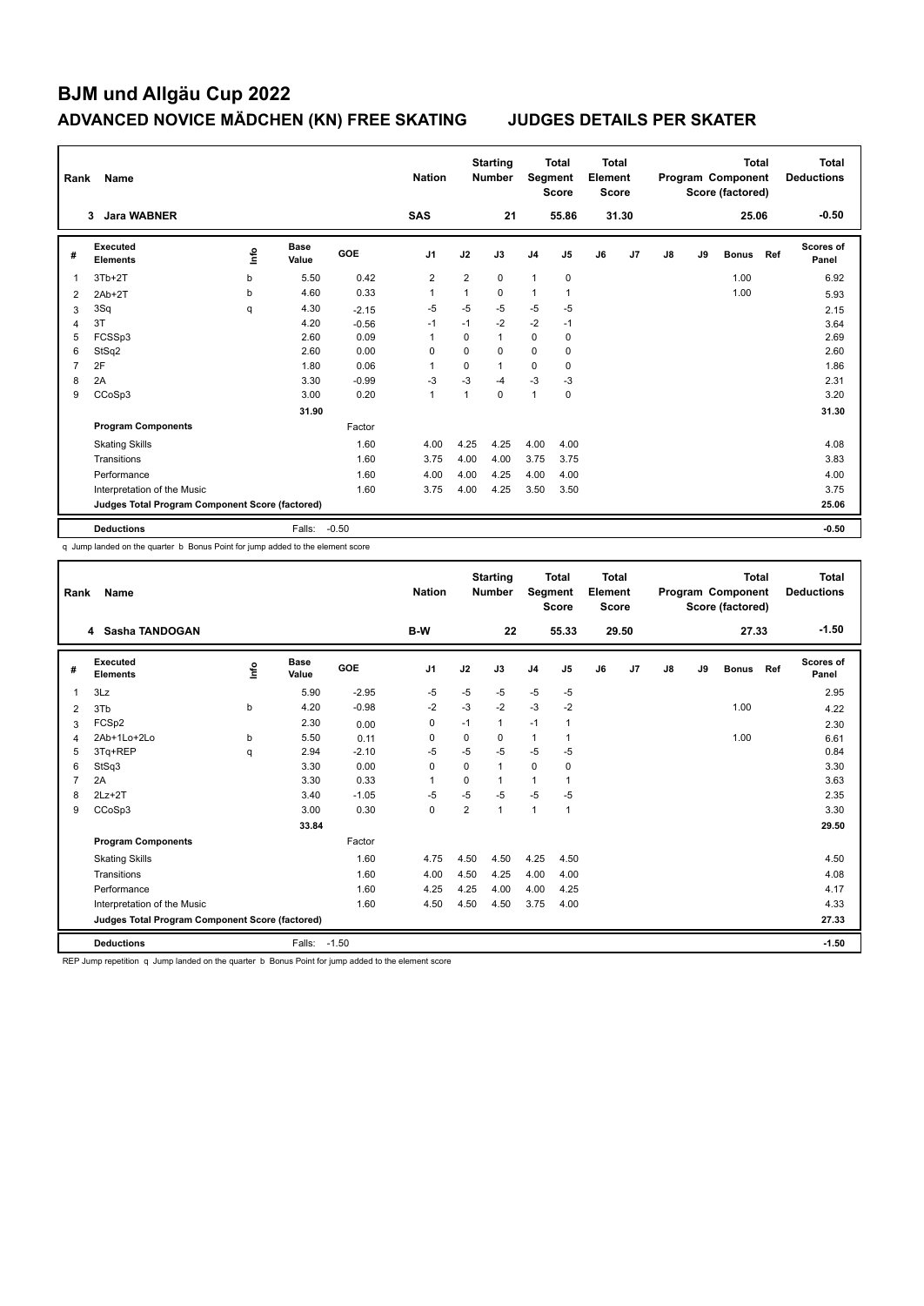# BJM und Allgäu Cup 2022

## ADVANCED NOVICE MÄDCHEN (KN) FREE SKATING — JUDGES DETAILS PER SKATER

| Rank | Name | Nation | Starting Number | Total Segment Score | Total Element Score | Total Program Component Score (factored) | Total Deductions |
|---|---|---|---|---|---|---|---|
| 3 | Jara WABNER | SAS | 21 | 55.86 | 31.30 | 25.06 | -0.50 |

| # | Executed Elements | Info | Base Value | GOE | J1 | J2 | J3 | J4 | J5 | J6 | J7 | J8 | J9 | Bonus | Ref | Scores of Panel |
|---|---|---|---|---|---|---|---|---|---|---|---|---|---|---|---|---|
| 1 | 3Tb+2T | b | 5.50 | 0.42 | 2 | 2 | 0 | 1 | 0 | | | | | 1.00 | | 6.92 |
| 2 | 2Ab+2T | b | 4.60 | 0.33 | 1 | 1 | 0 | 1 | 1 | | | | | 1.00 | | 5.93 |
| 3 | 3Sq | q | 4.30 | -2.15 | -5 | -5 | -5 | -5 | -5 | | | | | | | 2.15 |
| 4 | 3T | | 4.20 | -0.56 | -1 | -1 | -2 | -2 | -1 | | | | | | | 3.64 |
| 5 | FCSSp3 | | 2.60 | 0.09 | 1 | 0 | 1 | 0 | 0 | | | | | | | 2.69 |
| 6 | StSq2 | | 2.60 | 0.00 | 0 | 0 | 0 | 0 | 0 | | | | | | | 2.60 |
| 7 | 2F | | 1.80 | 0.06 | 1 | 0 | 1 | 0 | 0 | | | | | | | 1.86 |
| 8 | 2A | | 3.30 | -0.99 | -3 | -3 | -4 | -3 | -3 | | | | | | | 2.31 |
| 9 | CCoSp3 | | 3.00 | 0.20 | 1 | 1 | 0 | 1 | 0 | | | | | | | 3.20 |
| | | | 31.90 | | | | | | | | | | | | | 31.30 |
| | **Program Components** | | | Factor | | | | | | | | | | | | |
| | Skating Skills | | | 1.60 | 4.00 | 4.25 | 4.25 | 4.00 | 4.00 | | | | | | | 4.08 |
| | Transitions | | | 1.60 | 3.75 | 4.00 | 4.00 | 3.75 | 3.75 | | | | | | | 3.83 |
| | Performance | | | 1.60 | 4.00 | 4.00 | 4.25 | 4.00 | 4.00 | | | | | | | 4.00 |
| | Interpretation of the Music | | | 1.60 | 3.75 | 4.00 | 4.25 | 3.50 | 3.50 | | | | | | | 3.75 |
| | **Judges Total Program Component Score (factored)** | | | | | | | | | | | | | | | 25.06 |
| | **Deductions** | | Falls: | -0.50 | | | | | | | | | | | | -0.50 |

q Jump landed on the quarter b Bonus Point for jump added to the element score

| Rank | Name | Nation | Starting Number | Total Segment Score | Total Element Score | Total Program Component Score (factored) | Total Deductions |
|---|---|---|---|---|---|---|---|
| 4 | Sasha TANDOGAN | B-W | 22 | 55.33 | 29.50 | 27.33 | -1.50 |

| # | Executed Elements | Info | Base Value | GOE | J1 | J2 | J3 | J4 | J5 | J6 | J7 | J8 | J9 | Bonus | Ref | Scores of Panel |
|---|---|---|---|---|---|---|---|---|---|---|---|---|---|---|---|---|
| 1 | 3Lz | | 5.90 | -2.95 | -5 | -5 | -5 | -5 | -5 | | | | | | | 2.95 |
| 2 | 3Tb | b | 4.20 | -0.98 | -2 | -3 | -2 | -3 | -2 | | | | | 1.00 | | 4.22 |
| 3 | FCSp2 | | 2.30 | 0.00 | 0 | -1 | 1 | -1 | 1 | | | | | | | 2.30 |
| 4 | 2Ab+1Lo+2Lo | b | 5.50 | 0.11 | 0 | 0 | 0 | 1 | 1 | | | | | 1.00 | | 6.61 |
| 5 | 3Tq+REP | q | 2.94 | -2.10 | -5 | -5 | -5 | -5 | -5 | | | | | | | 0.84 |
| 6 | StSq3 | | 3.30 | 0.00 | 0 | 0 | 1 | 0 | 0 | | | | | | | 3.30 |
| 7 | 2A | | 3.30 | 0.33 | 1 | 0 | 1 | 1 | 1 | | | | | | | 3.63 |
| 8 | 2Lz+2T | | 3.40 | -1.05 | -5 | -5 | -5 | -5 | -5 | | | | | | | 2.35 |
| 9 | CCoSp3 | | 3.00 | 0.30 | 0 | 2 | 1 | 1 | 1 | | | | | | | 3.30 |
| | | | 33.84 | | | | | | | | | | | | | 29.50 |
| | **Program Components** | | | Factor | | | | | | | | | | | | |
| | Skating Skills | | | 1.60 | 4.75 | 4.50 | 4.50 | 4.25 | 4.50 | | | | | | | 4.50 |
| | Transitions | | | 1.60 | 4.00 | 4.50 | 4.25 | 4.00 | 4.00 | | | | | | | 4.08 |
| | Performance | | | 1.60 | 4.25 | 4.25 | 4.00 | 4.00 | 4.25 | | | | | | | 4.17 |
| | Interpretation of the Music | | | 1.60 | 4.50 | 4.50 | 4.50 | 3.75 | 4.00 | | | | | | | 4.33 |
| | **Judges Total Program Component Score (factored)** | | | | | | | | | | | | | | | 27.33 |
| | **Deductions** | | Falls: | -1.50 | | | | | | | | | | | | -1.50 |

REP Jump repetition q Jump landed on the quarter b Bonus Point for jump added to the element score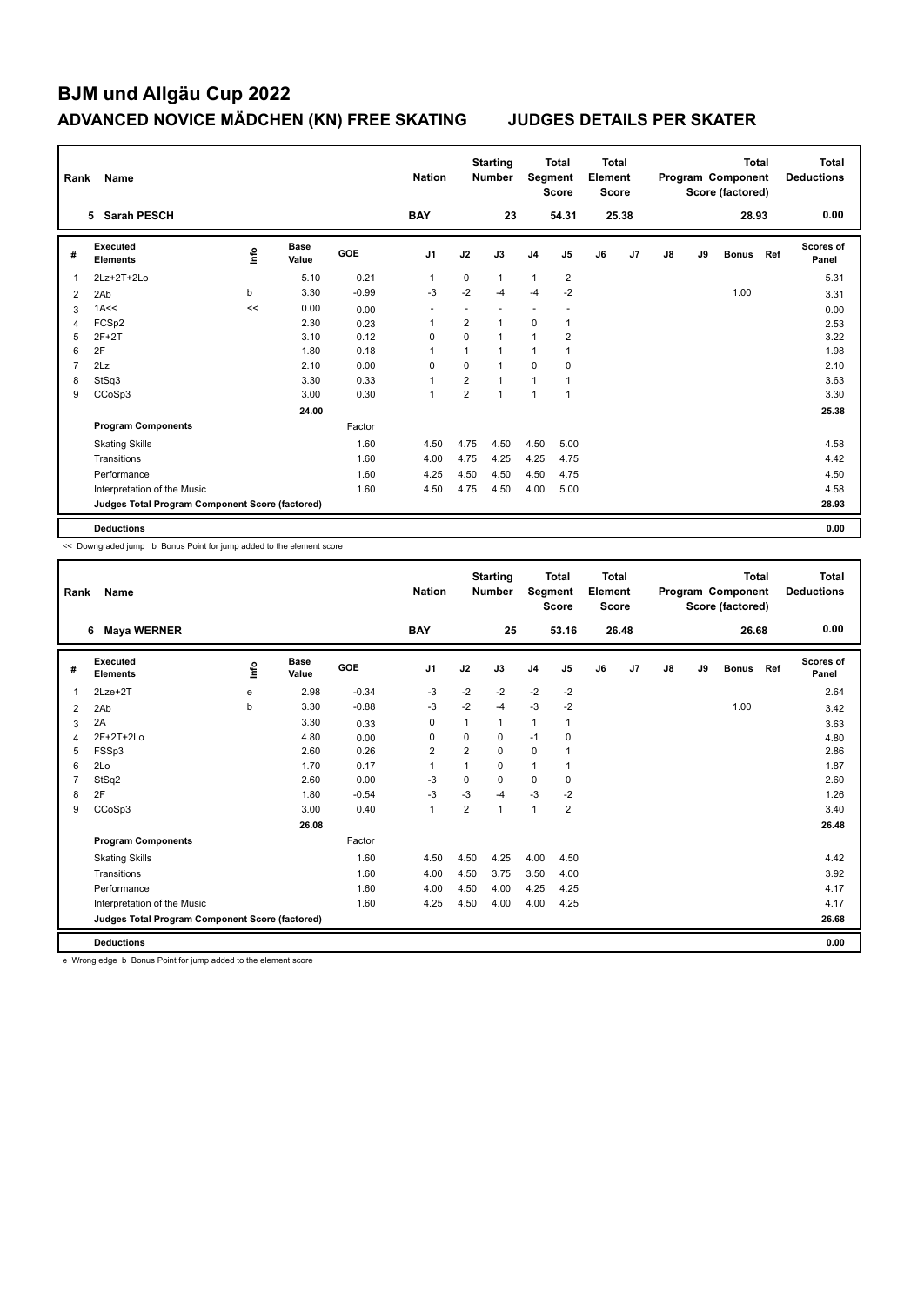# BJM und Allgäu Cup 2022

## ADVANCED NOVICE MÄDCHEN (KN) FREE SKATING — JUDGES DETAILS PER SKATER

| Rank | Name | Nation | Starting Number | Total Segment Score | Total Element Score | Total Program Component Score (factored) | Total Deductions |
|---|---|---|---|---|---|---|---|
| 5 | Sarah PESCH | BAY | 23 | 54.31 | 25.38 | 28.93 | 0.00 |

| # | Executed Elements | Info | Base Value | GOE | J1 | J2 | J3 | J4 | J5 | J6 | J7 | J8 | J9 | Bonus | Ref | Scores of Panel |
|---|---|---|---|---|---|---|---|---|---|---|---|---|---|---|---|---|
| 1 | 2Lz+2T+2Lo | | 5.10 | 0.21 | 1 | 0 | 1 | 1 | 2 | | | | | | | 5.31 |
| 2 | 2Ab | b | 3.30 | -0.99 | -3 | -2 | -4 | -4 | -2 | | | | | 1.00 | | 3.31 |
| 3 | 1A<< | << | 0.00 | 0.00 | - | - | - | - | - | | | | | | | 0.00 |
| 4 | FCSp2 | | 2.30 | 0.23 | 1 | 2 | 1 | 0 | 1 | | | | | | | 2.53 |
| 5 | 2F+2T | | 3.10 | 0.12 | 0 | 0 | 1 | 1 | 2 | | | | | | | 3.22 |
| 6 | 2F | | 1.80 | 0.18 | 1 | 1 | 1 | 1 | 1 | | | | | | | 1.98 |
| 7 | 2Lz | | 2.10 | 0.00 | 0 | 0 | 1 | 0 | 0 | | | | | | | 2.10 |
| 8 | StSq3 | | 3.30 | 0.33 | 1 | 2 | 1 | 1 | 1 | | | | | | | 3.63 |
| 9 | CCoSp3 | | 3.00 | 0.30 | 1 | 2 | 1 | 1 | 1 | | | | | | | 3.30 |
| | | | 24.00 | | | | | | | | | | | | | 25.38 |
| | **Program Components** | | | Factor | | | | | | | | | | | | |
| | Skating Skills | | | 1.60 | 4.50 | 4.75 | 4.50 | 4.50 | 5.00 | | | | | | | 4.58 |
| | Transitions | | | 1.60 | 4.00 | 4.75 | 4.25 | 4.25 | 4.75 | | | | | | | 4.42 |
| | Performance | | | 1.60 | 4.25 | 4.50 | 4.50 | 4.50 | 4.75 | | | | | | | 4.50 |
| | Interpretation of the Music | | | 1.60 | 4.50 | 4.75 | 4.50 | 4.00 | 5.00 | | | | | | | 4.58 |
| | **Judges Total Program Component Score (factored)** | | | | | | | | | | | | | | | 28.93 |
| | **Deductions** | | | | | | | | | | | | | | | 0.00 |

<< Downgraded jump b Bonus Point for jump added to the element score

| Rank | Name | Nation | Starting Number | Total Segment Score | Total Element Score | Total Program Component Score (factored) | Total Deductions |
|---|---|---|---|---|---|---|---|
| 6 | Maya WERNER | BAY | 25 | 53.16 | 26.48 | 26.68 | 0.00 |

| # | Executed Elements | Info | Base Value | GOE | J1 | J2 | J3 | J4 | J5 | J6 | J7 | J8 | J9 | Bonus | Ref | Scores of Panel |
|---|---|---|---|---|---|---|---|---|---|---|---|---|---|---|---|---|
| 1 | 2Lze+2T | e | 2.98 | -0.34 | -3 | -2 | -2 | -2 | -2 | | | | | | | 2.64 |
| 2 | 2Ab | b | 3.30 | -0.88 | -3 | -2 | -4 | -3 | -2 | | | | | 1.00 | | 3.42 |
| 3 | 2A | | 3.30 | 0.33 | 0 | 1 | 1 | 1 | 1 | | | | | | | 3.63 |
| 4 | 2F+2T+2Lo | | 4.80 | 0.00 | 0 | 0 | 0 | -1 | 0 | | | | | | | 4.80 |
| 5 | FSSp3 | | 2.60 | 0.26 | 2 | 2 | 0 | 0 | 1 | | | | | | | 2.86 |
| 6 | 2Lo | | 1.70 | 0.17 | 1 | 1 | 0 | 1 | 1 | | | | | | | 1.87 |
| 7 | StSq2 | | 2.60 | 0.00 | -3 | 0 | 0 | 0 | 0 | | | | | | | 2.60 |
| 8 | 2F | | 1.80 | -0.54 | -3 | -3 | -4 | -3 | -2 | | | | | | | 1.26 |
| 9 | CCoSp3 | | 3.00 | 0.40 | 1 | 2 | 1 | 1 | 2 | | | | | | | 3.40 |
| | | | 26.08 | | | | | | | | | | | | | 26.48 |
| | **Program Components** | | | Factor | | | | | | | | | | | | |
| | Skating Skills | | | 1.60 | 4.50 | 4.50 | 4.25 | 4.00 | 4.50 | | | | | | | 4.42 |
| | Transitions | | | 1.60 | 4.00 | 4.50 | 3.75 | 3.50 | 4.00 | | | | | | | 3.92 |
| | Performance | | | 1.60 | 4.00 | 4.50 | 4.00 | 4.25 | 4.25 | | | | | | | 4.17 |
| | Interpretation of the Music | | | 1.60 | 4.25 | 4.50 | 4.00 | 4.00 | 4.25 | | | | | | | 4.17 |
| | **Judges Total Program Component Score (factored)** | | | | | | | | | | | | | | | 26.68 |
| | **Deductions** | | | | | | | | | | | | | | | 0.00 |

e Wrong edge b Bonus Point for jump added to the element score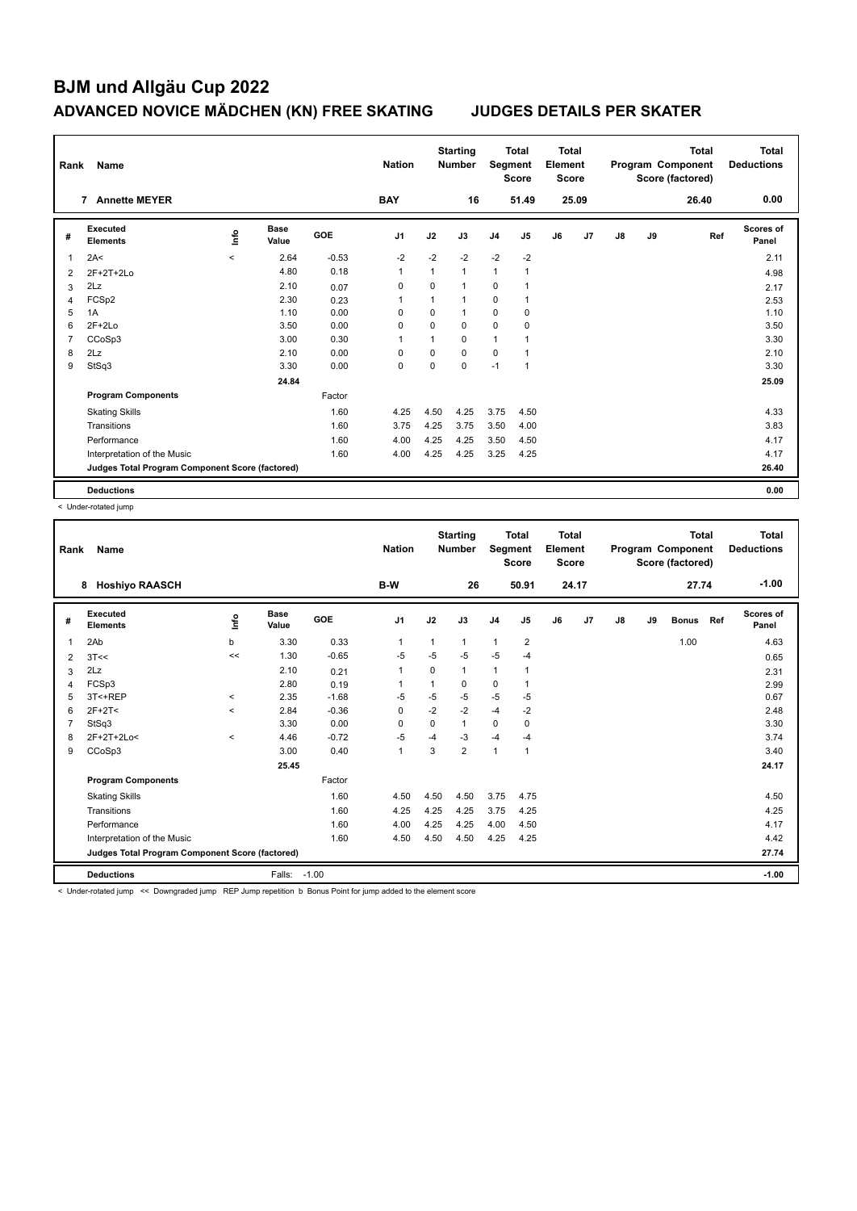# BJM und Allgäu Cup 2022

## ADVANCED NOVICE MÄDCHEN (KN) FREE SKATING JUDGES DETAILS PER SKATER

| Rank | Name | Nation | Starting Number | Total Segment Score | Total Element Score | Total Program Component Score (factored) | Total Deductions |
|---|---|---|---|---|---|---|---|
| 7 | Annette MEYER | BAY | 16 | 51.49 | 25.09 | 26.40 | 0.00 |

| # | Executed Elements | Info | Base Value | GOE | J1 | J2 | J3 | J4 | J5 | J6 | J7 | J8 | J9 | Ref | Scores of Panel |
|---|---|---|---|---|---|---|---|---|---|---|---|---|---|---|---|
| 1 | 2A< | < | 2.64 | -0.53 | -2 | -2 | -2 | -2 | -2 | | | | | | 2.11 |
| 2 | 2F+2T+2Lo | | 4.80 | 0.18 | 1 | 1 | 1 | 1 | 1 | | | | | | 4.98 |
| 3 | 2Lz | | 2.10 | 0.07 | 0 | 0 | 1 | 0 | 1 | | | | | | 2.17 |
| 4 | FCSp2 | | 2.30 | 0.23 | 1 | 1 | 1 | 0 | 1 | | | | | | 2.53 |
| 5 | 1A | | 1.10 | 0.00 | 0 | 0 | 1 | 0 | 0 | | | | | | 1.10 |
| 6 | 2F+2Lo | | 3.50 | 0.00 | 0 | 0 | 0 | 0 | 0 | | | | | | 3.50 |
| 7 | CCoSp3 | | 3.00 | 0.30 | 1 | 1 | 0 | 1 | 1 | | | | | | 3.30 |
| 8 | 2Lz | | 2.10 | 0.00 | 0 | 0 | 0 | 0 | 1 | | | | | | 2.10 |
| 9 | StSq3 | | 3.30 | 0.00 | 0 | 0 | 0 | -1 | 1 | | | | | | 3.30 |
| | | | 24.84 | | | | | | | | | | | | 25.09 |
| | **Program Components** | | | Factor | | | | | | | | | | | |
| | Skating Skills | | | 1.60 | 4.25 | 4.50 | 4.25 | 3.75 | 4.50 | | | | | | 4.33 |
| | Transitions | | | 1.60 | 3.75 | 4.25 | 3.75 | 3.50 | 4.00 | | | | | | 3.83 |
| | Performance | | | 1.60 | 4.00 | 4.25 | 4.25 | 3.50 | 4.50 | | | | | | 4.17 |
| | Interpretation of the Music | | | 1.60 | 4.00 | 4.25 | 4.25 | 3.25 | 4.25 | | | | | | 4.17 |
| | **Judges Total Program Component Score (factored)** | | | | | | | | | | | | | | 26.40 |
| | **Deductions** | | | | | | | | | | | | | | 0.00 |

< Under-rotated jump

| Rank | Name | Nation | Starting Number | Total Segment Score | Total Element Score | Total Program Component Score (factored) | Total Deductions |
|---|---|---|---|---|---|---|---|
| 8 | Hoshiyo RAASCH | B-W | 26 | 50.91 | 24.17 | 27.74 | -1.00 |

| # | Executed Elements | Info | Base Value | GOE | J1 | J2 | J3 | J4 | J5 | J6 | J7 | J8 | J9 | Bonus | Ref | Scores of Panel |
|---|---|---|---|---|---|---|---|---|---|---|---|---|---|---|---|---|
| 1 | 2Ab | b | 3.30 | 0.33 | 1 | 1 | 1 | 1 | 2 | | | | | 1.00 | | 4.63 |
| 2 | 3T<< | << | 1.30 | -0.65 | -5 | -5 | -5 | -5 | -4 | | | | | | | 0.65 |
| 3 | 2Lz | | 2.10 | 0.21 | 1 | 0 | 1 | 1 | 1 | | | | | | | 2.31 |
| 4 | FCSp3 | | 2.80 | 0.19 | 1 | 1 | 0 | 0 | 1 | | | | | | | 2.99 |
| 5 | 3T<+REP | < | 2.35 | -1.68 | -5 | -5 | -5 | -5 | -5 | | | | | | | 0.67 |
| 6 | 2F+2T< | < | 2.84 | -0.36 | 0 | -2 | -2 | -4 | -2 | | | | | | | 2.48 |
| 7 | StSq3 | | 3.30 | 0.00 | 0 | 0 | 1 | 0 | 0 | | | | | | | 3.30 |
| 8 | 2F+2T+2Lo< | < | 4.46 | -0.72 | -5 | -4 | -3 | -4 | -4 | | | | | | | 3.74 |
| 9 | CCoSp3 | | 3.00 | 0.40 | 1 | 3 | 2 | 1 | 1 | | | | | | | 3.40 |
| | | | 25.45 | | | | | | | | | | | | | 24.17 |
| | **Program Components** | | | Factor | | | | | | | | | | | | |
| | Skating Skills | | | 1.60 | 4.50 | 4.50 | 4.50 | 3.75 | 4.75 | | | | | | | 4.50 |
| | Transitions | | | 1.60 | 4.25 | 4.25 | 4.25 | 3.75 | 4.25 | | | | | | | 4.25 |
| | Performance | | | 1.60 | 4.00 | 4.25 | 4.25 | 4.00 | 4.50 | | | | | | | 4.17 |
| | Interpretation of the Music | | | 1.60 | 4.50 | 4.50 | 4.50 | 4.25 | 4.25 | | | | | | | 4.42 |
| | **Judges Total Program Component Score (factored)** | | | | | | | | | | | | | | | 27.74 |
| | **Deductions** | | Falls: | -1.00 | | | | | | | | | | | | -1.00 |

< Under-rotated jump << Downgraded jump REP Jump repetition b Bonus Point for jump added to the element score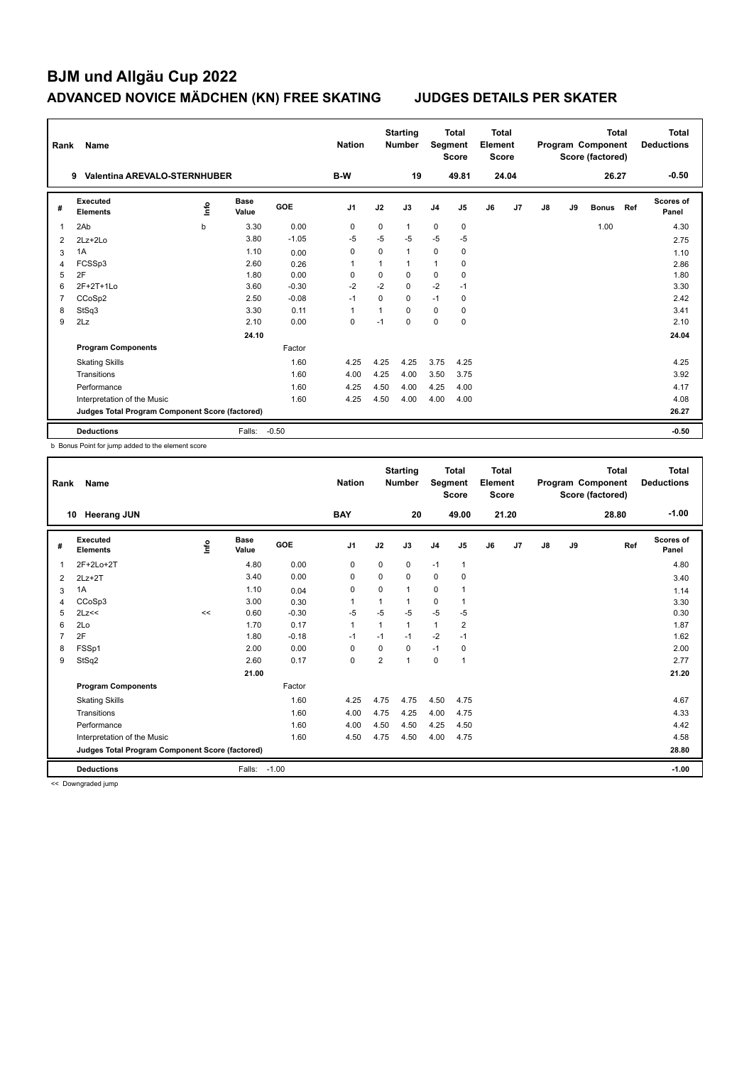# BJM und Allgäu Cup 2022

## ADVANCED NOVICE MÄDCHEN (KN) FREE SKATING JUDGES DETAILS PER SKATER

| Rank | Name | Nation | Starting Number | Total Segment Score | Total Element Score | Total Program Component Score (factored) | Total Deductions |
|---|---|---|---|---|---|---|---|
| 9 | Valentina AREVALO-STERNHUBER | B-W | 19 | 49.81 | 24.04 | 26.27 | -0.50 |

| # | Executed Elements | Info | Base Value | GOE | J1 | J2 | J3 | J4 | J5 | J6 | J7 | J8 | J9 | Bonus | Ref | Scores of Panel |
|---|---|---|---|---|---|---|---|---|---|---|---|---|---|---|---|---|
| 1 | 2Ab | b | 3.30 | 0.00 | 0 | 0 | 1 | 0 | 0 | | | | | 1.00 | | 4.30 |
| 2 | 2Lz+2Lo | | 3.80 | -1.05 | -5 | -5 | -5 | -5 | -5 | | | | | | | 2.75 |
| 3 | 1A | | 1.10 | 0.00 | 0 | 0 | 1 | 0 | 0 | | | | | | | 1.10 |
| 4 | FCSSp3 | | 2.60 | 0.26 | 1 | 1 | 1 | 1 | 0 | | | | | | | 2.86 |
| 5 | 2F | | 1.80 | 0.00 | 0 | 0 | 0 | 0 | 0 | | | | | | | 1.80 |
| 6 | 2F+2T+1Lo | | 3.60 | -0.30 | -2 | -2 | 0 | -2 | -1 | | | | | | | 3.30 |
| 7 | CCoSp2 | | 2.50 | -0.08 | -1 | 0 | 0 | -1 | 0 | | | | | | | 2.42 |
| 8 | StSq3 | | 3.30 | 0.11 | 1 | 1 | 0 | 0 | 0 | | | | | | | 3.41 |
| 9 | 2Lz | | 2.10 | 0.00 | 0 | -1 | 0 | 0 | 0 | | | | | | | 2.10 |
| | | | 24.10 | | | | | | | | | | | | | 24.04 |
| | **Program Components** | | | Factor | | | | | | | | | | | | |
| | Skating Skills | | | 1.60 | 4.25 | 4.25 | 4.25 | 3.75 | 4.25 | | | | | | | 4.25 |
| | Transitions | | | 1.60 | 4.00 | 4.25 | 4.00 | 3.50 | 3.75 | | | | | | | 3.92 |
| | Performance | | | 1.60 | 4.25 | 4.50 | 4.00 | 4.25 | 4.00 | | | | | | | 4.17 |
| | Interpretation of the Music | | | 1.60 | 4.25 | 4.50 | 4.00 | 4.00 | 4.00 | | | | | | | 4.08 |
| | **Judges Total Program Component Score (factored)** | | | | | | | | | | | | | | | 26.27 |
| | **Deductions** | | Falls: | -0.50 | | | | | | | | | | | | -0.50 |

b Bonus Point for jump added to the element score

| Rank | Name | Nation | Starting Number | Total Segment Score | Total Element Score | Total Program Component Score (factored) | Total Deductions |
|---|---|---|---|---|---|---|---|
| 10 | Heerang JUN | BAY | 20 | 49.00 | 21.20 | 28.80 | -1.00 |

| # | Executed Elements | Info | Base Value | GOE | J1 | J2 | J3 | J4 | J5 | J6 | J7 | J8 | J9 | Ref | Scores of Panel |
|---|---|---|---|---|---|---|---|---|---|---|---|---|---|---|---|
| 1 | 2F+2Lo+2T | | 4.80 | 0.00 | 0 | 0 | 0 | -1 | 1 | | | | | | 4.80 |
| 2 | 2Lz+2T | | 3.40 | 0.00 | 0 | 0 | 0 | 0 | 0 | | | | | | 3.40 |
| 3 | 1A | | 1.10 | 0.04 | 0 | 0 | 1 | 0 | 1 | | | | | | 1.14 |
| 4 | CCoSp3 | | 3.00 | 0.30 | 1 | 1 | 1 | 0 | 1 | | | | | | 3.30 |
| 5 | 2Lz<< | << | 0.60 | -0.30 | -5 | -5 | -5 | -5 | -5 | | | | | | 0.30 |
| 6 | 2Lo | | 1.70 | 0.17 | 1 | 1 | 1 | 1 | 2 | | | | | | 1.87 |
| 7 | 2F | | 1.80 | -0.18 | -1 | -1 | -1 | -2 | -1 | | | | | | 1.62 |
| 8 | FSSp1 | | 2.00 | 0.00 | 0 | 0 | 0 | -1 | 0 | | | | | | 2.00 |
| 9 | StSq2 | | 2.60 | 0.17 | 0 | 2 | 1 | 0 | 1 | | | | | | 2.77 |
| | | | 21.00 | | | | | | | | | | | | 21.20 |
| | **Program Components** | | | Factor | | | | | | | | | | | |
| | Skating Skills | | | 1.60 | 4.25 | 4.75 | 4.75 | 4.50 | 4.75 | | | | | | 4.67 |
| | Transitions | | | 1.60 | 4.00 | 4.75 | 4.25 | 4.00 | 4.75 | | | | | | 4.33 |
| | Performance | | | 1.60 | 4.00 | 4.50 | 4.50 | 4.25 | 4.50 | | | | | | 4.42 |
| | Interpretation of the Music | | | 1.60 | 4.50 | 4.75 | 4.50 | 4.00 | 4.75 | | | | | | 4.58 |
| | **Judges Total Program Component Score (factored)** | | | | | | | | | | | | | | 28.80 |
| | **Deductions** | | Falls: | -1.00 | | | | | | | | | | | -1.00 |

<< Downgraded jump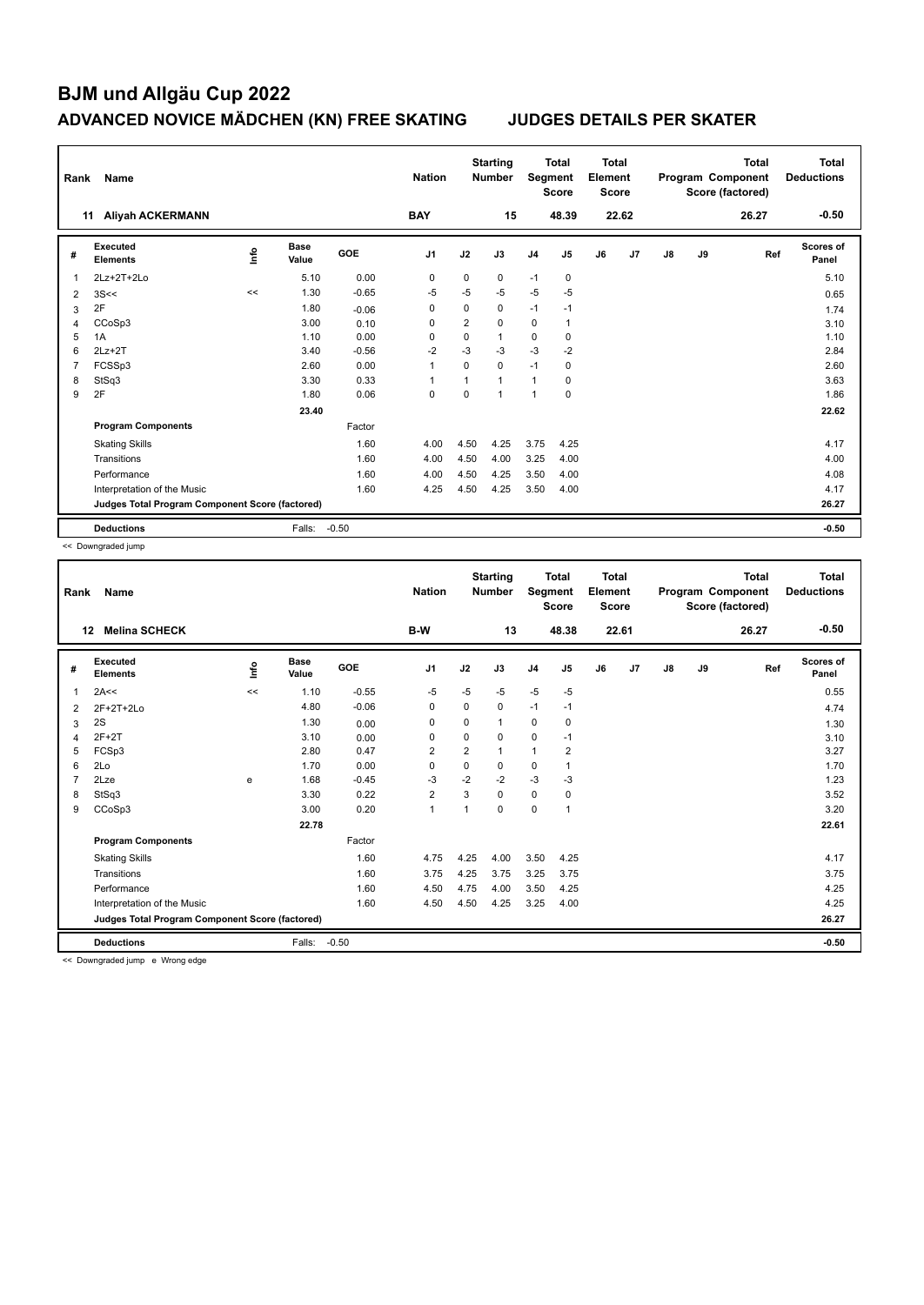# BJM und Allgäu Cup 2022

## ADVANCED NOVICE MÄDCHEN (KN) FREE SKATING — JUDGES DETAILS PER SKATER

| Rank | Name | Nation | Starting Number | Total Segment Score | Total Element Score | Total Program Component Score (factored) | Total Deductions |
|---|---|---|---|---|---|---|---|
| 11 | Aliyah ACKERMANN | BAY | 15 | 48.39 | 22.62 | 26.27 | -0.50 |

| # | Executed Elements | Info | Base Value | GOE | J1 | J2 | J3 | J4 | J5 | J6 | J7 | J8 | J9 | Ref | Scores of Panel |
|---|---|---|---|---|---|---|---|---|---|---|---|---|---|---|---|
| 1 | 2Lz+2T+2Lo | | 5.10 | 0.00 | 0 | 0 | 0 | -1 | 0 | | | | | | 5.10 |
| 2 | 3S<< | << | 1.30 | -0.65 | -5 | -5 | -5 | -5 | -5 | | | | | | 0.65 |
| 3 | 2F | | 1.80 | -0.06 | 0 | 0 | 0 | -1 | -1 | | | | | | 1.74 |
| 4 | CCoSp3 | | 3.00 | 0.10 | 0 | 2 | 0 | 0 | 1 | | | | | | 3.10 |
| 5 | 1A | | 1.10 | 0.00 | 0 | 0 | 1 | 0 | 0 | | | | | | 1.10 |
| 6 | 2Lz+2T | | 3.40 | -0.56 | -2 | -3 | -3 | -3 | -2 | | | | | | 2.84 |
| 7 | FCSSp3 | | 2.60 | 0.00 | 1 | 0 | 0 | -1 | 0 | | | | | | 2.60 |
| 8 | StSq3 | | 3.30 | 0.33 | 1 | 1 | 1 | 1 | 0 | | | | | | 3.63 |
| 9 | 2F | | 1.80 | 0.06 | 0 | 0 | 1 | 1 | 0 | | | | | | 1.86 |
| | | | 23.40 | | | | | | | | | | | | 22.62 |

| Program Components | Factor | J1 | J2 | J3 | J4 | J5 | J6 | J7 | J8 | J9 | Scores of Panel |
|---|---|---|---|---|---|---|---|---|---|---|---|
| Skating Skills | 1.60 | 4.00 | 4.50 | 4.25 | 3.75 | 4.25 | | | | | 4.17 |
| Transitions | 1.60 | 4.00 | 4.50 | 4.00 | 3.25 | 4.00 | | | | | 4.00 |
| Performance | 1.60 | 4.00 | 4.50 | 4.25 | 3.50 | 4.00 | | | | | 4.08 |
| Interpretation of the Music | 1.60 | 4.25 | 4.50 | 4.25 | 3.50 | 4.00 | | | | | 4.17 |
| Judges Total Program Component Score (factored) | | | | | | | | | | | 26.27 |

| Deductions | Falls: | -0.50 | -0.50 |
|---|---|---|---|

<< Downgraded jump

| Rank | Name | Nation | Starting Number | Total Segment Score | Total Element Score | Total Program Component Score (factored) | Total Deductions |
|---|---|---|---|---|---|---|---|
| 12 | Melina SCHECK | B-W | 13 | 48.38 | 22.61 | 26.27 | -0.50 |

| # | Executed Elements | Info | Base Value | GOE | J1 | J2 | J3 | J4 | J5 | J6 | J7 | J8 | J9 | Ref | Scores of Panel |
|---|---|---|---|---|---|---|---|---|---|---|---|---|---|---|---|
| 1 | 2A<< | << | 1.10 | -0.55 | -5 | -5 | -5 | -5 | -5 | | | | | | 0.55 |
| 2 | 2F+2T+2Lo | | 4.80 | -0.06 | 0 | 0 | 0 | -1 | -1 | | | | | | 4.74 |
| 3 | 2S | | 1.30 | 0.00 | 0 | 0 | 1 | 0 | 0 | | | | | | 1.30 |
| 4 | 2F+2T | | 3.10 | 0.00 | 0 | 0 | 0 | 0 | -1 | | | | | | 3.10 |
| 5 | FCSp3 | | 2.80 | 0.47 | 2 | 2 | 1 | 1 | 2 | | | | | | 3.27 |
| 6 | 2Lo | | 1.70 | 0.00 | 0 | 0 | 0 | 0 | 1 | | | | | | 1.70 |
| 7 | 2Lze | e | 1.68 | -0.45 | -3 | -2 | -2 | -3 | -3 | | | | | | 1.23 |
| 8 | StSq3 | | 3.30 | 0.22 | 2 | 3 | 0 | 0 | 0 | | | | | | 3.52 |
| 9 | CCoSp3 | | 3.00 | 0.20 | 1 | 1 | 0 | 0 | 1 | | | | | | 3.20 |
| | | | 22.78 | | | | | | | | | | | | 22.61 |

| Program Components | Factor | J1 | J2 | J3 | J4 | J5 | J6 | J7 | J8 | J9 | Scores of Panel |
|---|---|---|---|---|---|---|---|---|---|---|---|
| Skating Skills | 1.60 | 4.75 | 4.25 | 4.00 | 3.50 | 4.25 | | | | | 4.17 |
| Transitions | 1.60 | 3.75 | 4.25 | 3.75 | 3.25 | 3.75 | | | | | 3.75 |
| Performance | 1.60 | 4.50 | 4.75 | 4.00 | 3.50 | 4.25 | | | | | 4.25 |
| Interpretation of the Music | 1.60 | 4.50 | 4.50 | 4.25 | 3.25 | 4.00 | | | | | 4.25 |
| Judges Total Program Component Score (factored) | | | | | | | | | | | 26.27 |

| Deductions | Falls: | -0.50 | -0.50 |
|---|---|---|---|

<< Downgraded jump e Wrong edge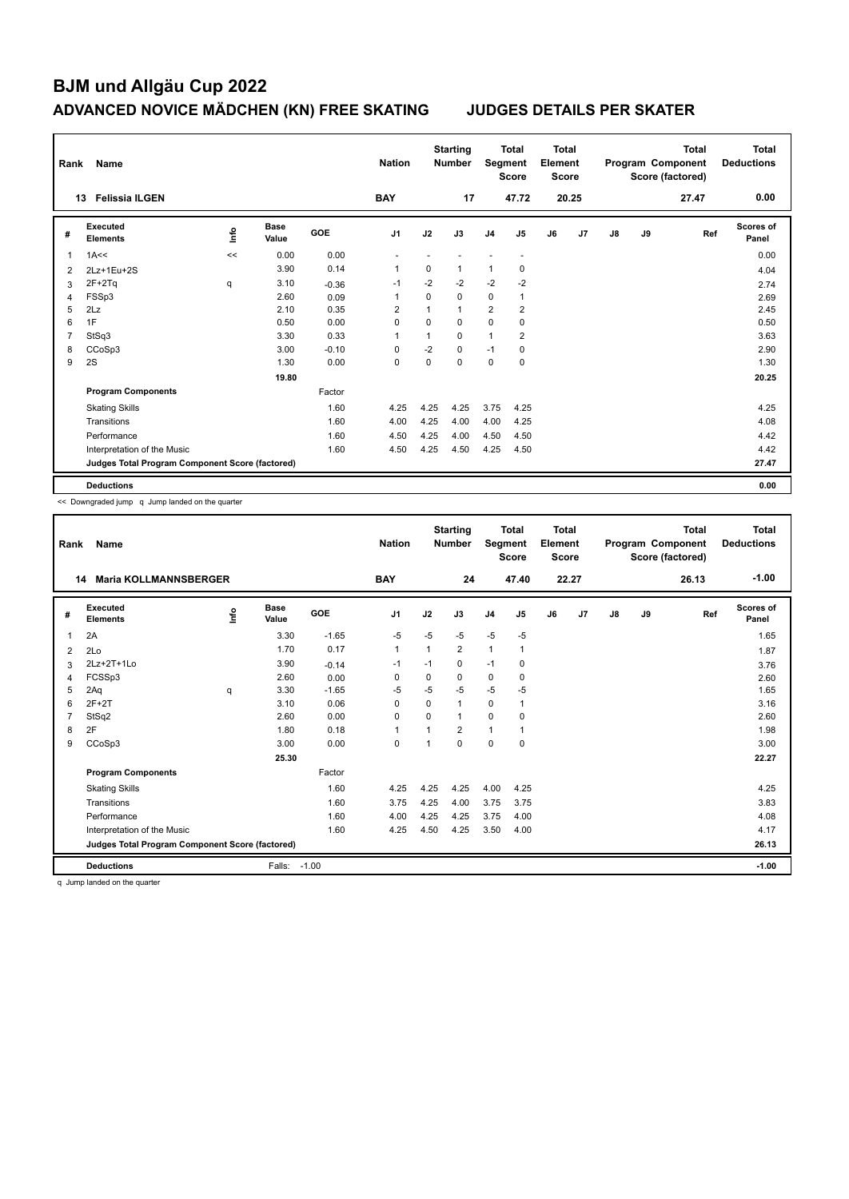# BJM und Allgäu Cup 2022

## ADVANCED NOVICE MÄDCHEN (KN) FREE SKATING JUDGES DETAILS PER SKATER

| Rank | Name | Nation | Starting Number | Total Segment Score | Total Element Score | Total Program Component Score (factored) | Total Deductions |
|---|---|---|---|---|---|---|---|
| 13 | Felissia ILGEN | BAY | 17 | 47.72 | 20.25 | 27.47 | 0.00 |

| # | Executed Elements | Info | Base Value | GOE | J1 | J2 | J3 | J4 | J5 | J6 | J7 | J8 | J9 | Ref | Scores of Panel |
|---|---|---|---|---|---|---|---|---|---|---|---|---|---|---|---|
| 1 | 1A<< | << | 0.00 | 0.00 | - | - | - | - | - | | | | | | 0.00 |
| 2 | 2Lz+1Eu+2S | | 3.90 | 0.14 | 1 | 0 | 1 | 1 | 0 | | | | | | 4.04 |
| 3 | 2F+2Tq | q | 3.10 | -0.36 | -1 | -2 | -2 | -2 | -2 | | | | | | 2.74 |
| 4 | FSSp3 | | 2.60 | 0.09 | 1 | 0 | 0 | 0 | 1 | | | | | | 2.69 |
| 5 | 2Lz | | 2.10 | 0.35 | 2 | 1 | 1 | 2 | 2 | | | | | | 2.45 |
| 6 | 1F | | 0.50 | 0.00 | 0 | 0 | 0 | 0 | 0 | | | | | | 0.50 |
| 7 | StSq3 | | 3.30 | 0.33 | 1 | 1 | 0 | 1 | 2 | | | | | | 3.63 |
| 8 | CCoSp3 | | 3.00 | -0.10 | 0 | -2 | 0 | -1 | 0 | | | | | | 2.90 |
| 9 | 2S | | 1.30 | 0.00 | 0 | 0 | 0 | 0 | 0 | | | | | | 1.30 |
| | | | 19.80 | | | | | | | | | | | | 20.25 |
| | **Program Components** | | | Factor | | | | | | | | | | | |
| | Skating Skills | | | 1.60 | 4.25 | 4.25 | 4.25 | 3.75 | 4.25 | | | | | | 4.25 |
| | Transitions | | | 1.60 | 4.00 | 4.25 | 4.00 | 4.00 | 4.25 | | | | | | 4.08 |
| | Performance | | | 1.60 | 4.50 | 4.25 | 4.00 | 4.50 | 4.50 | | | | | | 4.42 |
| | Interpretation of the Music | | | 1.60 | 4.50 | 4.25 | 4.50 | 4.25 | 4.50 | | | | | | 4.42 |
| | **Judges Total Program Component Score (factored)** | | | | | | | | | | | | | | 27.47 |
| | **Deductions** | | | | | | | | | | | | | | 0.00 |

<< Downgraded jump q Jump landed on the quarter

| Rank | Name | Nation | Starting Number | Total Segment Score | Total Element Score | Total Program Component Score (factored) | Total Deductions |
|---|---|---|---|---|---|---|---|
| 14 | Maria KOLLMANNSBERGER | BAY | 24 | 47.40 | 22.27 | 26.13 | -1.00 |

| # | Executed Elements | Info | Base Value | GOE | J1 | J2 | J3 | J4 | J5 | J6 | J7 | J8 | J9 | Ref | Scores of Panel |
|---|---|---|---|---|---|---|---|---|---|---|---|---|---|---|---|
| 1 | 2A | | 3.30 | -1.65 | -5 | -5 | -5 | -5 | -5 | | | | | | 1.65 |
| 2 | 2Lo | | 1.70 | 0.17 | 1 | 1 | 2 | 1 | 1 | | | | | | 1.87 |
| 3 | 2Lz+2T+1Lo | | 3.90 | -0.14 | -1 | -1 | 0 | -1 | 0 | | | | | | 3.76 |
| 4 | FCSSp3 | | 2.60 | 0.00 | 0 | 0 | 0 | 0 | 0 | | | | | | 2.60 |
| 5 | 2Aq | q | 3.30 | -1.65 | -5 | -5 | -5 | -5 | -5 | | | | | | 1.65 |
| 6 | 2F+2T | | 3.10 | 0.06 | 0 | 0 | 1 | 0 | 1 | | | | | | 3.16 |
| 7 | StSq2 | | 2.60 | 0.00 | 0 | 0 | 1 | 0 | 0 | | | | | | 2.60 |
| 8 | 2F | | 1.80 | 0.18 | 1 | 1 | 2 | 1 | 1 | | | | | | 1.98 |
| 9 | CCoSp3 | | 3.00 | 0.00 | 0 | 1 | 0 | 0 | 0 | | | | | | 3.00 |
| | | | 25.30 | | | | | | | | | | | | 22.27 |
| | **Program Components** | | | Factor | | | | | | | | | | | |
| | Skating Skills | | | 1.60 | 4.25 | 4.25 | 4.25 | 4.00 | 4.25 | | | | | | 4.25 |
| | Transitions | | | 1.60 | 3.75 | 4.25 | 4.00 | 3.75 | 3.75 | | | | | | 3.83 |
| | Performance | | | 1.60 | 4.00 | 4.25 | 4.25 | 3.75 | 4.00 | | | | | | 4.08 |
| | Interpretation of the Music | | | 1.60 | 4.25 | 4.50 | 4.25 | 3.50 | 4.00 | | | | | | 4.17 |
| | **Judges Total Program Component Score (factored)** | | | | | | | | | | | | | | 26.13 |
| | **Deductions** | | Falls: | -1.00 | | | | | | | | | | | -1.00 |

q Jump landed on the quarter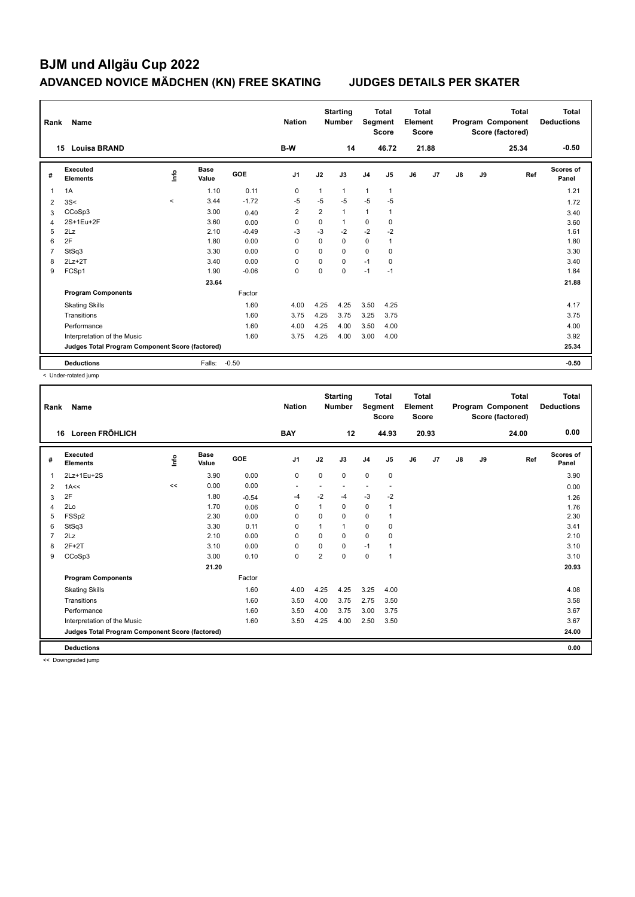# BJM und Allgäu Cup 2022

## ADVANCED NOVICE MÄDCHEN (KN) FREE SKATING — JUDGES DETAILS PER SKATER

| Rank | Name | Nation | Starting Number | Total Segment Score | Total Element Score | Total Program Component Score (factored) | Total Deductions |
|---|---|---|---|---|---|---|---|
| 15 | Louisa BRAND | B-W | 14 | 46.72 | 21.88 | 25.34 | -0.50 |

| # | Executed Elements | Info | Base Value | GOE | J1 | J2 | J3 | J4 | J5 | J6 | J7 | J8 | J9 | Ref | Scores of Panel |
|---|---|---|---|---|---|---|---|---|---|---|---|---|---|---|---|
| 1 | 1A | | 1.10 | 0.11 | 0 | 1 | 1 | 1 | 1 | | | | | | 1.21 |
| 2 | 3S< | < | 3.44 | -1.72 | -5 | -5 | -5 | -5 | -5 | | | | | | 1.72 |
| 3 | CCoSp3 | | 3.00 | 0.40 | 2 | 2 | 1 | 1 | 1 | | | | | | 3.40 |
| 4 | 2S+1Eu+2F | | 3.60 | 0.00 | 0 | 0 | 1 | 0 | 0 | | | | | | 3.60 |
| 5 | 2Lz | | 2.10 | -0.49 | -3 | -3 | -2 | -2 | -2 | | | | | | 1.61 |
| 6 | 2F | | 1.80 | 0.00 | 0 | 0 | 0 | 0 | 1 | | | | | | 1.80 |
| 7 | StSq3 | | 3.30 | 0.00 | 0 | 0 | 0 | 0 | 0 | | | | | | 3.30 |
| 8 | 2Lz+2T | | 3.40 | 0.00 | 0 | 0 | 0 | -1 | 0 | | | | | | 3.40 |
| 9 | FCSp1 | | 1.90 | -0.06 | 0 | 0 | 0 | -1 | -1 | | | | | | 1.84 |
| | | | 23.64 | | | | | | | | | | | | 21.88 |
| | **Program Components** | | | Factor | | | | | | | | | | | |
| | Skating Skills | | | 1.60 | 4.00 | 4.25 | 4.25 | 3.50 | 4.25 | | | | | | 4.17 |
| | Transitions | | | 1.60 | 3.75 | 4.25 | 3.75 | 3.25 | 3.75 | | | | | | 3.75 |
| | Performance | | | 1.60 | 4.00 | 4.25 | 4.00 | 3.50 | 4.00 | | | | | | 4.00 |
| | Interpretation of the Music | | | 1.60 | 3.75 | 4.25 | 4.00 | 3.00 | 4.00 | | | | | | 3.92 |
| | **Judges Total Program Component Score (factored)** | | | | | | | | | | | | | | 25.34 |
| | **Deductions** | | Falls: | -0.50 | | | | | | | | | | | -0.50 |

< Under-rotated jump

| Rank | Name | Nation | Starting Number | Total Segment Score | Total Element Score | Total Program Component Score (factored) | Total Deductions |
|---|---|---|---|---|---|---|---|
| 16 | Loreen FRÖHLICH | BAY | 12 | 44.93 | 20.93 | 24.00 | 0.00 |

| # | Executed Elements | Info | Base Value | GOE | J1 | J2 | J3 | J4 | J5 | J6 | J7 | J8 | J9 | Ref | Scores of Panel |
|---|---|---|---|---|---|---|---|---|---|---|---|---|---|---|---|
| 1 | 2Lz+1Eu+2S | | 3.90 | 0.00 | 0 | 0 | 0 | 0 | 0 | | | | | | 3.90 |
| 2 | 1A<< | << | 0.00 | 0.00 | - | - | - | - | - | | | | | | 0.00 |
| 3 | 2F | | 1.80 | -0.54 | -4 | -2 | -4 | -3 | -2 | | | | | | 1.26 |
| 4 | 2Lo | | 1.70 | 0.06 | 0 | 1 | 0 | 0 | 1 | | | | | | 1.76 |
| 5 | FSSp2 | | 2.30 | 0.00 | 0 | 0 | 0 | 0 | 1 | | | | | | 2.30 |
| 6 | StSq3 | | 3.30 | 0.11 | 0 | 1 | 1 | 0 | 0 | | | | | | 3.41 |
| 7 | 2Lz | | 2.10 | 0.00 | 0 | 0 | 0 | 0 | 0 | | | | | | 2.10 |
| 8 | 2F+2T | | 3.10 | 0.00 | 0 | 0 | 0 | -1 | 1 | | | | | | 3.10 |
| 9 | CCoSp3 | | 3.00 | 0.10 | 0 | 2 | 0 | 0 | 1 | | | | | | 3.10 |
| | | | 21.20 | | | | | | | | | | | | 20.93 |
| | **Program Components** | | | Factor | | | | | | | | | | | |
| | Skating Skills | | | 1.60 | 4.00 | 4.25 | 4.25 | 3.25 | 4.00 | | | | | | 4.08 |
| | Transitions | | | 1.60 | 3.50 | 4.00 | 3.75 | 2.75 | 3.50 | | | | | | 3.58 |
| | Performance | | | 1.60 | 3.50 | 4.00 | 3.75 | 3.00 | 3.75 | | | | | | 3.67 |
| | Interpretation of the Music | | | 1.60 | 3.50 | 4.25 | 4.00 | 2.50 | 3.50 | | | | | | 3.67 |
| | **Judges Total Program Component Score (factored)** | | | | | | | | | | | | | | 24.00 |
| | **Deductions** | | | | | | | | | | | | | | 0.00 |

<< Downgraded jump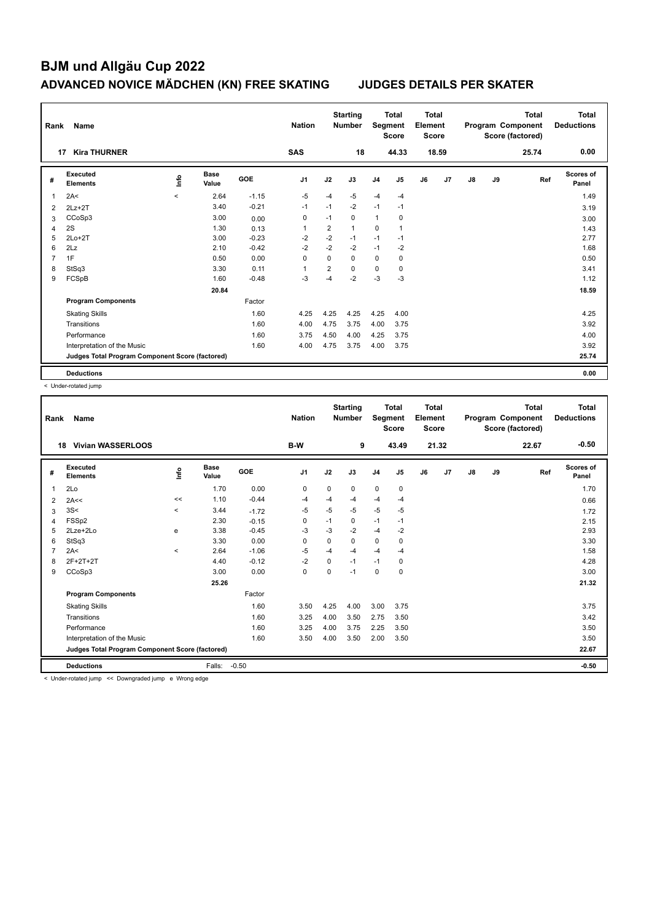# BJM und Allgäu Cup 2022

## ADVANCED NOVICE MÄDCHEN (KN) FREE SKATING &nbsp;&nbsp;&nbsp; JUDGES DETAILS PER SKATER

| Rank | Name | Nation | Starting Number | Total Segment Score | Total Element Score | Total Program Component Score (factored) | Total Deductions |
|---|---|---|---|---|---|---|---|
| 17 | Kira THURNER | SAS | 18 | 44.33 | 18.59 | 25.74 | 0.00 |

| # | Executed Elements | Info | Base Value | GOE | J1 | J2 | J3 | J4 | J5 | J6 | J7 | J8 | J9 | Ref | Scores of Panel |
|---|---|---|---|---|---|---|---|---|---|---|---|---|---|---|---|
| 1 | 2A< | < | 2.64 | -1.15 | -5 | -4 | -5 | -4 | -4 | | | | | | 1.49 |
| 2 | 2Lz+2T | | 3.40 | -0.21 | -1 | -1 | -2 | -1 | -1 | | | | | | 3.19 |
| 3 | CCoSp3 | | 3.00 | 0.00 | 0 | -1 | 0 | 1 | 0 | | | | | | 3.00 |
| 4 | 2S | | 1.30 | 0.13 | 1 | 2 | 1 | 0 | 1 | | | | | | 1.43 |
| 5 | 2Lo+2T | | 3.00 | -0.23 | -2 | -2 | -1 | -1 | -1 | | | | | | 2.77 |
| 6 | 2Lz | | 2.10 | -0.42 | -2 | -2 | -2 | -1 | -2 | | | | | | 1.68 |
| 7 | 1F | | 0.50 | 0.00 | 0 | 0 | 0 | 0 | 0 | | | | | | 0.50 |
| 8 | StSq3 | | 3.30 | 0.11 | 1 | 2 | 0 | 0 | 0 | | | | | | 3.41 |
| 9 | FCSpB | | 1.60 | -0.48 | -3 | -4 | -2 | -3 | -3 | | | | | | 1.12 |
| | | | 20.84 | | | | | | | | | | | | 18.59 |
| | **Program Components** | | | Factor | | | | | | | | | | | |
| | Skating Skills | | | 1.60 | 4.25 | 4.25 | 4.25 | 4.25 | 4.00 | | | | | | 4.25 |
| | Transitions | | | 1.60 | 4.00 | 4.75 | 3.75 | 4.00 | 3.75 | | | | | | 3.92 |
| | Performance | | | 1.60 | 3.75 | 4.50 | 4.00 | 4.25 | 3.75 | | | | | | 4.00 |
| | Interpretation of the Music | | | 1.60 | 4.00 | 4.75 | 3.75 | 4.00 | 3.75 | | | | | | 3.92 |
| | **Judges Total Program Component Score (factored)** | | | | | | | | | | | | | | 25.74 |
| | **Deductions** | | | | | | | | | | | | | | 0.00 |

< Under-rotated jump

| Rank | Name | Nation | Starting Number | Total Segment Score | Total Element Score | Total Program Component Score (factored) | Total Deductions |
|---|---|---|---|---|---|---|---|
| 18 | Vivian WASSERLOOS | B-W | 9 | 43.49 | 21.32 | 22.67 | -0.50 |

| # | Executed Elements | Info | Base Value | GOE | J1 | J2 | J3 | J4 | J5 | J6 | J7 | J8 | J9 | Ref | Scores of Panel |
|---|---|---|---|---|---|---|---|---|---|---|---|---|---|---|---|
| 1 | 2Lo | | 1.70 | 0.00 | 0 | 0 | 0 | 0 | 0 | | | | | | 1.70 |
| 2 | 2A<< | << | 1.10 | -0.44 | -4 | -4 | -4 | -4 | -4 | | | | | | 0.66 |
| 3 | 3S< | < | 3.44 | -1.72 | -5 | -5 | -5 | -5 | -5 | | | | | | 1.72 |
| 4 | FSSp2 | | 2.30 | -0.15 | 0 | -1 | 0 | -1 | -1 | | | | | | 2.15 |
| 5 | 2Lze+2Lo | e | 3.38 | -0.45 | -3 | -3 | -2 | -4 | -2 | | | | | | 2.93 |
| 6 | StSq3 | | 3.30 | 0.00 | 0 | 0 | 0 | 0 | 0 | | | | | | 3.30 |
| 7 | 2A< | < | 2.64 | -1.06 | -5 | -4 | -4 | -4 | -4 | | | | | | 1.58 |
| 8 | 2F+2T+2T | | 4.40 | -0.12 | -2 | 0 | -1 | -1 | 0 | | | | | | 4.28 |
| 9 | CCoSp3 | | 3.00 | 0.00 | 0 | 0 | -1 | 0 | 0 | | | | | | 3.00 |
| | | | 25.26 | | | | | | | | | | | | 21.32 |
| | **Program Components** | | | Factor | | | | | | | | | | | |
| | Skating Skills | | | 1.60 | 3.50 | 4.25 | 4.00 | 3.00 | 3.75 | | | | | | 3.75 |
| | Transitions | | | 1.60 | 3.25 | 4.00 | 3.50 | 2.75 | 3.50 | | | | | | 3.42 |
| | Performance | | | 1.60 | 3.25 | 4.00 | 3.75 | 2.25 | 3.50 | | | | | | 3.50 |
| | Interpretation of the Music | | | 1.60 | 3.50 | 4.00 | 3.50 | 2.00 | 3.50 | | | | | | 3.50 |
| | **Judges Total Program Component Score (factored)** | | | | | | | | | | | | | | 22.67 |
| | **Deductions** | | Falls: | -0.50 | | | | | | | | | | | -0.50 |

< Under-rotated jump &nbsp; << Downgraded jump &nbsp; e Wrong edge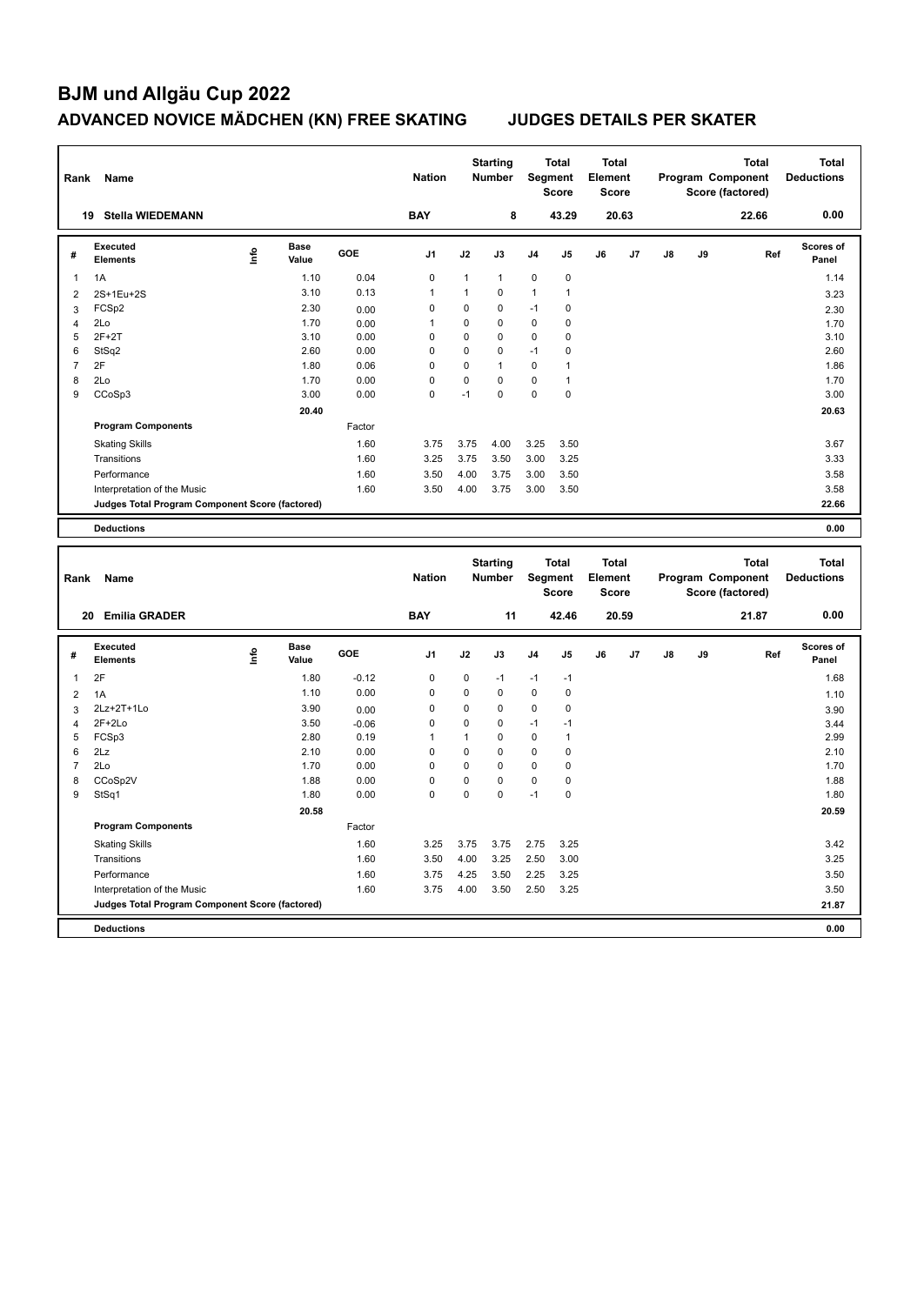# BJM und Allgäu Cup 2022

## ADVANCED NOVICE MÄDCHEN (KN) FREE SKATING JUDGES DETAILS PER SKATER

| Rank | Name | Nation | Starting Number | Total Segment Score | Total Element Score | Total Program Component Score (factored) | Total Deductions |
|---|---|---|---|---|---|---|---|
| 19 | Stella WIEDEMANN | BAY | 8 | 43.29 | 20.63 | 22.66 | 0.00 |

| # | Executed Elements | Info | Base Value | GOE | J1 | J2 | J3 | J4 | J5 | J6 | J7 | J8 | J9 | Ref | Scores of Panel |
|---|---|---|---|---|---|---|---|---|---|---|---|---|---|---|---|
| 1 | 1A | | 1.10 | 0.04 | 0 | 1 | 1 | 0 | 0 | | | | | | 1.14 |
| 2 | 2S+1Eu+2S | | 3.10 | 0.13 | 1 | 1 | 0 | 1 | 1 | | | | | | 3.23 |
| 3 | FCSp2 | | 2.30 | 0.00 | 0 | 0 | 0 | -1 | 0 | | | | | | 2.30 |
| 4 | 2Lo | | 1.70 | 0.00 | 1 | 0 | 0 | 0 | 0 | | | | | | 1.70 |
| 5 | 2F+2T | | 3.10 | 0.00 | 0 | 0 | 0 | 0 | 0 | | | | | | 3.10 |
| 6 | StSq2 | | 2.60 | 0.00 | 0 | 0 | 0 | -1 | 0 | | | | | | 2.60 |
| 7 | 2F | | 1.80 | 0.06 | 0 | 0 | 1 | 0 | 1 | | | | | | 1.86 |
| 8 | 2Lo | | 1.70 | 0.00 | 0 | 0 | 0 | 0 | 1 | | | | | | 1.70 |
| 9 | CCoSp3 | | 3.00 | 0.00 | 0 | -1 | 0 | 0 | 0 | | | | | | 3.00 |
| | | | 20.40 | | | | | | | | | | | | 20.63 |
| | **Program Components** | | | Factor | | | | | | | | | | | |
| | Skating Skills | | | 1.60 | 3.75 | 3.75 | 4.00 | 3.25 | 3.50 | | | | | | 3.67 |
| | Transitions | | | 1.60 | 3.25 | 3.75 | 3.50 | 3.00 | 3.25 | | | | | | 3.33 |
| | Performance | | | 1.60 | 3.50 | 4.00 | 3.75 | 3.00 | 3.50 | | | | | | 3.58 |
| | Interpretation of the Music | | | 1.60 | 3.50 | 4.00 | 3.75 | 3.00 | 3.50 | | | | | | 3.58 |
| | **Judges Total Program Component Score (factored)** | | | | | | | | | | | | | | 22.66 |
| | **Deductions** | | | | | | | | | | | | | | 0.00 |

| Rank | Name | Nation | Starting Number | Total Segment Score | Total Element Score | Total Program Component Score (factored) | Total Deductions |
|---|---|---|---|---|---|---|---|
| 20 | Emilia GRADER | BAY | 11 | 42.46 | 20.59 | 21.87 | 0.00 |

| # | Executed Elements | Info | Base Value | GOE | J1 | J2 | J3 | J4 | J5 | J6 | J7 | J8 | J9 | Ref | Scores of Panel |
|---|---|---|---|---|---|---|---|---|---|---|---|---|---|---|---|
| 1 | 2F | | 1.80 | -0.12 | 0 | 0 | -1 | -1 | -1 | | | | | | 1.68 |
| 2 | 1A | | 1.10 | 0.00 | 0 | 0 | 0 | 0 | 0 | | | | | | 1.10 |
| 3 | 2Lz+2T+1Lo | | 3.90 | 0.00 | 0 | 0 | 0 | 0 | 0 | | | | | | 3.90 |
| 4 | 2F+2Lo | | 3.50 | -0.06 | 0 | 0 | 0 | -1 | -1 | | | | | | 3.44 |
| 5 | FCSp3 | | 2.80 | 0.19 | 1 | 1 | 0 | 0 | 1 | | | | | | 2.99 |
| 6 | 2Lz | | 2.10 | 0.00 | 0 | 0 | 0 | 0 | 0 | | | | | | 2.10 |
| 7 | 2Lo | | 1.70 | 0.00 | 0 | 0 | 0 | 0 | 0 | | | | | | 1.70 |
| 8 | CCoSp2V | | 1.88 | 0.00 | 0 | 0 | 0 | 0 | 0 | | | | | | 1.88 |
| 9 | StSq1 | | 1.80 | 0.00 | 0 | 0 | 0 | -1 | 0 | | | | | | 1.80 |
| | | | 20.58 | | | | | | | | | | | | 20.59 |
| | **Program Components** | | | Factor | | | | | | | | | | | |
| | Skating Skills | | | 1.60 | 3.25 | 3.75 | 3.75 | 2.75 | 3.25 | | | | | | 3.42 |
| | Transitions | | | 1.60 | 3.50 | 4.00 | 3.25 | 2.50 | 3.00 | | | | | | 3.25 |
| | Performance | | | 1.60 | 3.75 | 4.25 | 3.50 | 2.25 | 3.25 | | | | | | 3.50 |
| | Interpretation of the Music | | | 1.60 | 3.75 | 4.00 | 3.50 | 2.50 | 3.25 | | | | | | 3.50 |
| | **Judges Total Program Component Score (factored)** | | | | | | | | | | | | | | 21.87 |
| | **Deductions** | | | | | | | | | | | | | | 0.00 |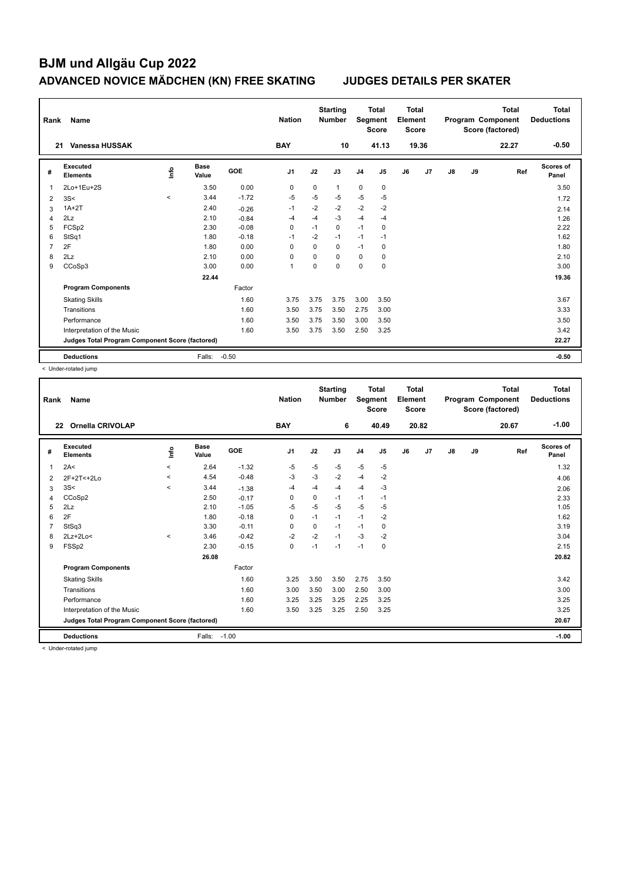# BJM und Allgäu Cup 2022

## ADVANCED NOVICE MÄDCHEN (KN) FREE SKATING JUDGES DETAILS PER SKATER

| Rank | Name | Nation | Starting Number | Total Segment Score | Total Element Score | Total Program Component Score (factored) | Total Deductions |
|---|---|---|---|---|---|---|---|
| 21 | Vanessa HUSSAK | BAY | 10 | 41.13 | 19.36 | 22.27 | -0.50 |

| # | Executed Elements | Info | Base Value | GOE | J1 | J2 | J3 | J4 | J5 | J6 | J7 | J8 | J9 | Ref | Scores of Panel |
|---|---|---|---|---|---|---|---|---|---|---|---|---|---|---|---|
| 1 | 2Lo+1Eu+2S | | 3.50 | 0.00 | 0 | 0 | 1 | 0 | 0 | | | | | | 3.50 |
| 2 | 3S< | < | 3.44 | -1.72 | -5 | -5 | -5 | -5 | -5 | | | | | | 1.72 |
| 3 | 1A+2T | | 2.40 | -0.26 | -1 | -2 | -2 | -2 | -2 | | | | | | 2.14 |
| 4 | 2Lz | | 2.10 | -0.84 | -4 | -4 | -3 | -4 | -4 | | | | | | 1.26 |
| 5 | FCSp2 | | 2.30 | -0.08 | 0 | -1 | 0 | -1 | 0 | | | | | | 2.22 |
| 6 | StSq1 | | 1.80 | -0.18 | -1 | -2 | -1 | -1 | -1 | | | | | | 1.62 |
| 7 | 2F | | 1.80 | 0.00 | 0 | 0 | 0 | -1 | 0 | | | | | | 1.80 |
| 8 | 2Lz | | 2.10 | 0.00 | 0 | 0 | 0 | 0 | 0 | | | | | | 2.10 |
| 9 | CCoSp3 | | 3.00 | 0.00 | 1 | 0 | 0 | 0 | 0 | | | | | | 3.00 |
| | | | 22.44 | | | | | | | | | | | | 19.36 |
| | **Program Components** | | | Factor | | | | | | | | | | | |
| | Skating Skills | | | 1.60 | 3.75 | 3.75 | 3.75 | 3.00 | 3.50 | | | | | | 3.67 |
| | Transitions | | | 1.60 | 3.50 | 3.75 | 3.50 | 2.75 | 3.00 | | | | | | 3.33 |
| | Performance | | | 1.60 | 3.50 | 3.75 | 3.50 | 3.00 | 3.50 | | | | | | 3.50 |
| | Interpretation of the Music | | | 1.60 | 3.50 | 3.75 | 3.50 | 2.50 | 3.25 | | | | | | 3.42 |
| | **Judges Total Program Component Score (factored)** | | | | | | | | | | | | | | 22.27 |
| | **Deductions** | | Falls: | -0.50 | | | | | | | | | | | -0.50 |

< Under-rotated jump

| Rank | Name | Nation | Starting Number | Total Segment Score | Total Element Score | Total Program Component Score (factored) | Total Deductions |
|---|---|---|---|---|---|---|---|
| 22 | Ornella CRIVOLAP | BAY | 6 | 40.49 | 20.82 | 20.67 | -1.00 |

| # | Executed Elements | Info | Base Value | GOE | J1 | J2 | J3 | J4 | J5 | J6 | J7 | J8 | J9 | Ref | Scores of Panel |
|---|---|---|---|---|---|---|---|---|---|---|---|---|---|---|---|
| 1 | 2A< | < | 2.64 | -1.32 | -5 | -5 | -5 | -5 | -5 | | | | | | 1.32 |
| 2 | 2F+2T<+2Lo | < | 4.54 | -0.48 | -3 | -3 | -2 | -4 | -2 | | | | | | 4.06 |
| 3 | 3S< | < | 3.44 | -1.38 | -4 | -4 | -4 | -4 | -3 | | | | | | 2.06 |
| 4 | CCoSp2 | | 2.50 | -0.17 | 0 | 0 | -1 | -1 | -1 | | | | | | 2.33 |
| 5 | 2Lz | | 2.10 | -1.05 | -5 | -5 | -5 | -5 | -5 | | | | | | 1.05 |
| 6 | 2F | | 1.80 | -0.18 | 0 | -1 | -1 | -1 | -2 | | | | | | 1.62 |
| 7 | StSq3 | | 3.30 | -0.11 | 0 | 0 | -1 | -1 | 0 | | | | | | 3.19 |
| 8 | 2Lz+2Lo< | < | 3.46 | -0.42 | -2 | -2 | -1 | -3 | -2 | | | | | | 3.04 |
| 9 | FSSp2 | | 2.30 | -0.15 | 0 | -1 | -1 | -1 | 0 | | | | | | 2.15 |
| | | | 26.08 | | | | | | | | | | | | 20.82 |
| | **Program Components** | | | Factor | | | | | | | | | | | |
| | Skating Skills | | | 1.60 | 3.25 | 3.50 | 3.50 | 2.75 | 3.50 | | | | | | 3.42 |
| | Transitions | | | 1.60 | 3.00 | 3.50 | 3.00 | 2.50 | 3.00 | | | | | | 3.00 |
| | Performance | | | 1.60 | 3.25 | 3.25 | 3.25 | 2.25 | 3.25 | | | | | | 3.25 |
| | Interpretation of the Music | | | 1.60 | 3.50 | 3.25 | 3.25 | 2.50 | 3.25 | | | | | | 3.25 |
| | **Judges Total Program Component Score (factored)** | | | | | | | | | | | | | | 20.67 |
| | **Deductions** | | Falls: | -1.00 | | | | | | | | | | | -1.00 |

< Under-rotated jump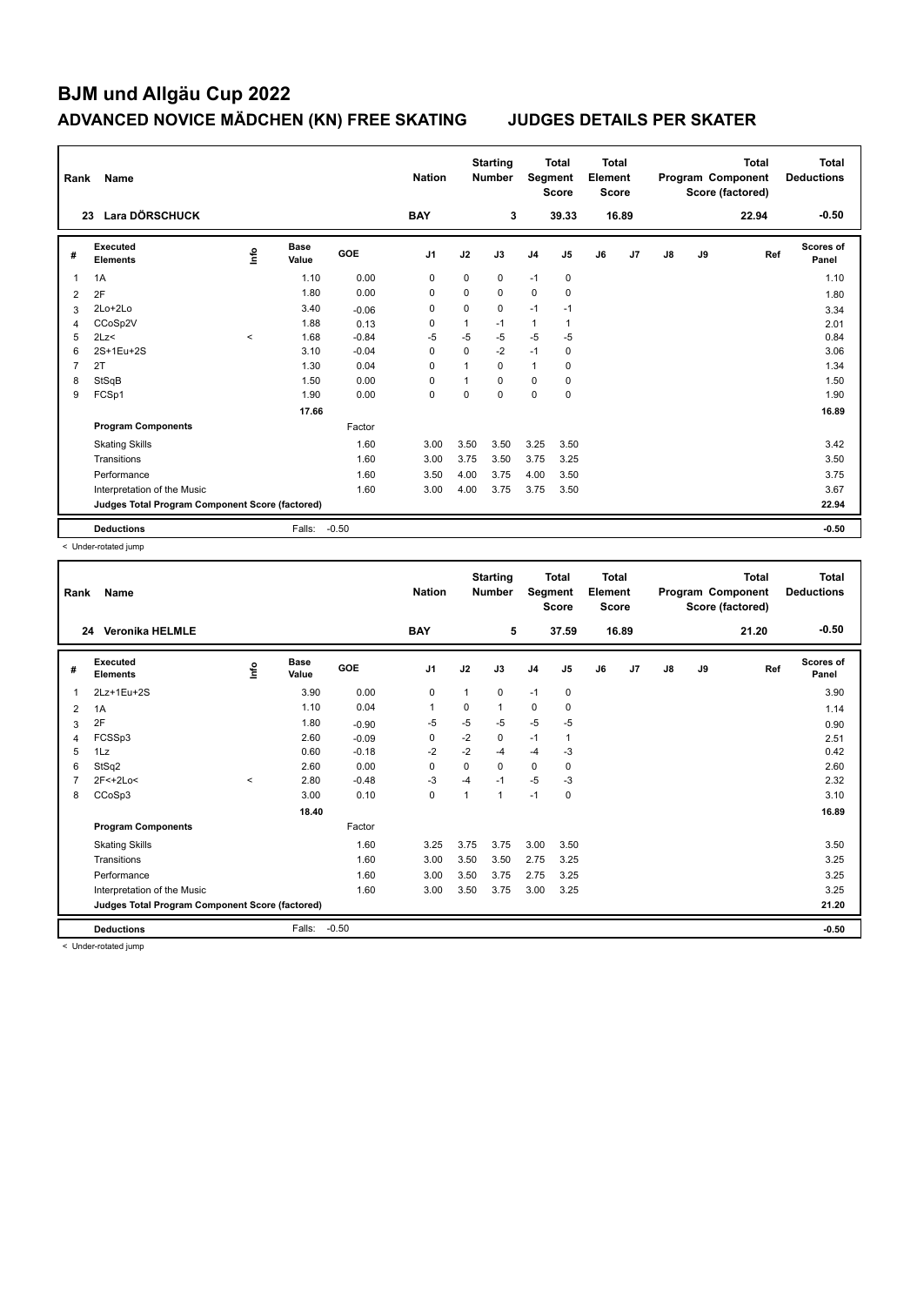# BJM und Allgäu Cup 2022

## ADVANCED NOVICE MÄDCHEN (KN) FREE SKATING JUDGES DETAILS PER SKATER

| Rank | Name | Nation | Starting Number | Total Segment Score | Total Element Score | Total Program Component Score (factored) | Total Deductions |
|---|---|---|---|---|---|---|---|
| 23 | Lara DÖRSCHUCK | BAY | 3 | 39.33 | 16.89 | 22.94 | -0.50 |

| # | Executed Elements | Info | Base Value | GOE | J1 | J2 | J3 | J4 | J5 | J6 | J7 | J8 | J9 | Ref | Scores of Panel |
|---|---|---|---|---|---|---|---|---|---|---|---|---|---|---|---|
| 1 | 1A | | 1.10 | 0.00 | 0 | 0 | 0 | -1 | 0 | | | | | | 1.10 |
| 2 | 2F | | 1.80 | 0.00 | 0 | 0 | 0 | 0 | 0 | | | | | | 1.80 |
| 3 | 2Lo+2Lo | | 3.40 | -0.06 | 0 | 0 | 0 | -1 | -1 | | | | | | 3.34 |
| 4 | CCoSp2V | | 1.88 | 0.13 | 0 | 1 | -1 | 1 | 1 | | | | | | 2.01 |
| 5 | 2Lz< | < | 1.68 | -0.84 | -5 | -5 | -5 | -5 | -5 | | | | | | 0.84 |
| 6 | 2S+1Eu+2S | | 3.10 | -0.04 | 0 | 0 | -2 | -1 | 0 | | | | | | 3.06 |
| 7 | 2T | | 1.30 | 0.04 | 0 | 1 | 0 | 1 | 0 | | | | | | 1.34 |
| 8 | StSqB | | 1.50 | 0.00 | 0 | 1 | 0 | 0 | 0 | | | | | | 1.50 |
| 9 | FCSp1 | | 1.90 | 0.00 | 0 | 0 | 0 | 0 | 0 | | | | | | 1.90 |
| | | | 17.66 | | | | | | | | | | | | 16.89 |
| | **Program Components** | | | Factor | | | | | | | | | | | |
| | Skating Skills | | | 1.60 | 3.00 | 3.50 | 3.50 | 3.25 | 3.50 | | | | | | 3.42 |
| | Transitions | | | 1.60 | 3.00 | 3.75 | 3.50 | 3.75 | 3.25 | | | | | | 3.50 |
| | Performance | | | 1.60 | 3.50 | 4.00 | 3.75 | 4.00 | 3.50 | | | | | | 3.75 |
| | Interpretation of the Music | | | 1.60 | 3.00 | 4.00 | 3.75 | 3.75 | 3.50 | | | | | | 3.67 |
| | **Judges Total Program Component Score (factored)** | | | | | | | | | | | | | | 22.94 |
| | **Deductions** | | Falls: | -0.50 | | | | | | | | | | | -0.50 |

< Under-rotated jump

| Rank | Name | Nation | Starting Number | Total Segment Score | Total Element Score | Total Program Component Score (factored) | Total Deductions |
|---|---|---|---|---|---|---|---|
| 24 | Veronika HELMLE | BAY | 5 | 37.59 | 16.89 | 21.20 | -0.50 |

| # | Executed Elements | Info | Base Value | GOE | J1 | J2 | J3 | J4 | J5 | J6 | J7 | J8 | J9 | Ref | Scores of Panel |
|---|---|---|---|---|---|---|---|---|---|---|---|---|---|---|---|
| 1 | 2Lz+1Eu+2S | | 3.90 | 0.00 | 0 | 1 | 0 | -1 | 0 | | | | | | 3.90 |
| 2 | 1A | | 1.10 | 0.04 | 1 | 0 | 1 | 0 | 0 | | | | | | 1.14 |
| 3 | 2F | | 1.80 | -0.90 | -5 | -5 | -5 | -5 | -5 | | | | | | 0.90 |
| 4 | FCSSp3 | | 2.60 | -0.09 | 0 | -2 | 0 | -1 | 1 | | | | | | 2.51 |
| 5 | 1Lz | | 0.60 | -0.18 | -2 | -2 | -4 | -4 | -3 | | | | | | 0.42 |
| 6 | StSq2 | | 2.60 | 0.00 | 0 | 0 | 0 | 0 | 0 | | | | | | 2.60 |
| 7 | 2F<+2Lo< | < | 2.80 | -0.48 | -3 | -4 | -1 | -5 | -3 | | | | | | 2.32 |
| 8 | CCoSp3 | | 3.00 | 0.10 | 0 | 1 | 1 | -1 | 0 | | | | | | 3.10 |
| | | | 18.40 | | | | | | | | | | | | 16.89 |
| | **Program Components** | | | Factor | | | | | | | | | | | |
| | Skating Skills | | | 1.60 | 3.25 | 3.75 | 3.75 | 3.00 | 3.50 | | | | | | 3.50 |
| | Transitions | | | 1.60 | 3.00 | 3.50 | 3.50 | 2.75 | 3.25 | | | | | | 3.25 |
| | Performance | | | 1.60 | 3.00 | 3.50 | 3.75 | 2.75 | 3.25 | | | | | | 3.25 |
| | Interpretation of the Music | | | 1.60 | 3.00 | 3.50 | 3.75 | 3.00 | 3.25 | | | | | | 3.25 |
| | **Judges Total Program Component Score (factored)** | | | | | | | | | | | | | | 21.20 |
| | **Deductions** | | Falls: | -0.50 | | | | | | | | | | | -0.50 |

< Under-rotated jump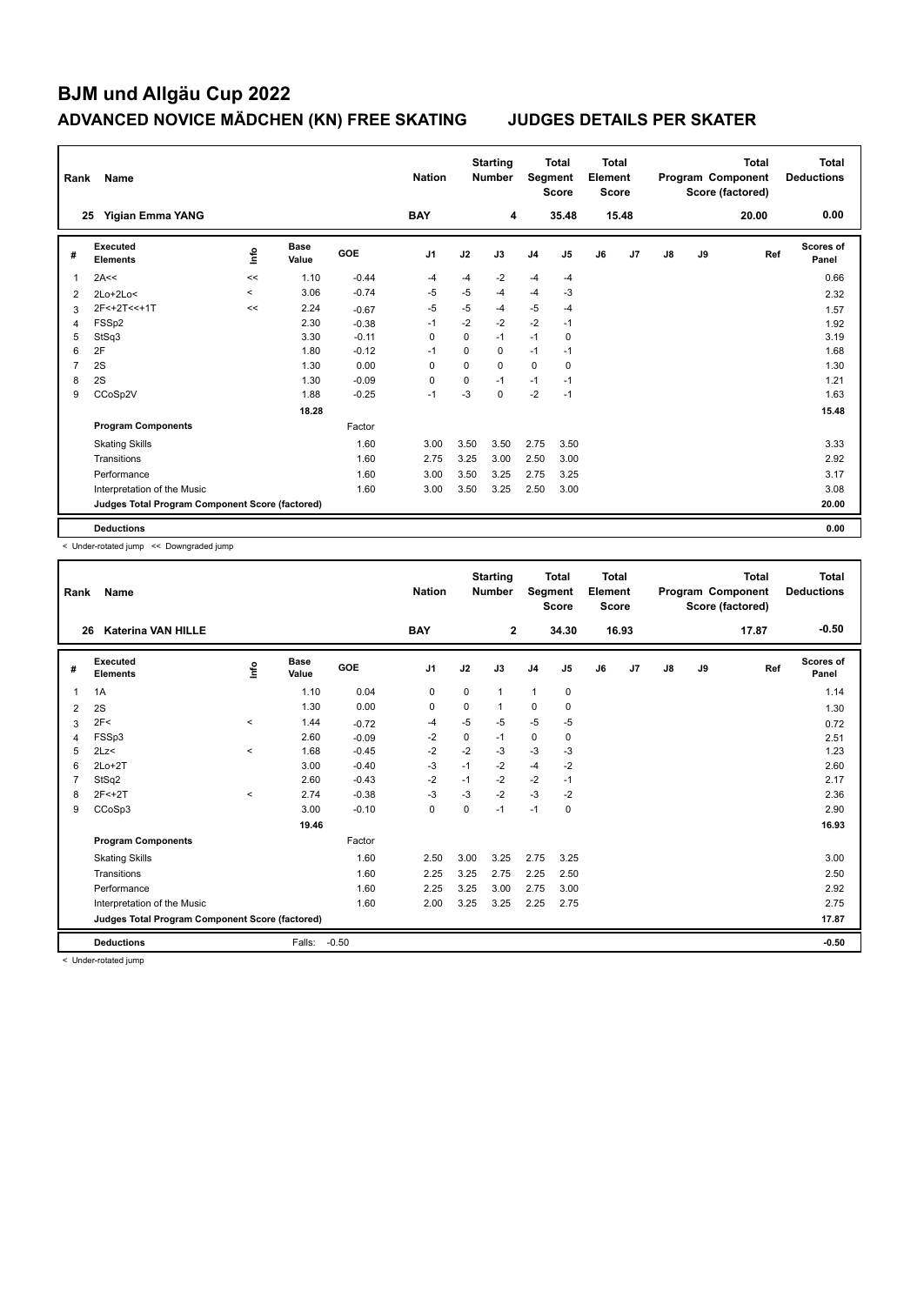# BJM und Allgäu Cup 2022

## ADVANCED NOVICE MÄDCHEN (KN) FREE SKATING JUDGES DETAILS PER SKATER

| Rank | Name | Nation | Starting Number | Total Segment Score | Total Element Score | Total Program Component Score (factored) | Total Deductions |
|---|---|---|---|---|---|---|---|
| 25 | Yigian Emma YANG | BAY | 4 | 35.48 | 15.48 | 20.00 | 0.00 |

| # | Executed Elements | Info | Base Value | GOE | J1 | J2 | J3 | J4 | J5 | J6 | J7 | J8 | J9 | Ref | Scores of Panel |
|---|---|---|---|---|---|---|---|---|---|---|---|---|---|---|---|
| 1 | 2A<< | << | 1.10 | -0.44 | -4 | -4 | -2 | -4 | -4 | | | | | | 0.66 |
| 2 | 2Lo+2Lo< | < | 3.06 | -0.74 | -5 | -5 | -4 | -4 | -3 | | | | | | 2.32 |
| 3 | 2F<+2T<<+1T | << | 2.24 | -0.67 | -5 | -5 | -4 | -5 | -4 | | | | | | 1.57 |
| 4 | FSSp2 | | 2.30 | -0.38 | -1 | -2 | -2 | -2 | -1 | | | | | | 1.92 |
| 5 | StSq3 | | 3.30 | -0.11 | 0 | 0 | -1 | -1 | 0 | | | | | | 3.19 |
| 6 | 2F | | 1.80 | -0.12 | -1 | 0 | 0 | -1 | -1 | | | | | | 1.68 |
| 7 | 2S | | 1.30 | 0.00 | 0 | 0 | 0 | 0 | 0 | | | | | | 1.30 |
| 8 | 2S | | 1.30 | -0.09 | 0 | 0 | -1 | -1 | -1 | | | | | | 1.21 |
| 9 | CCoSp2V | | 1.88 | -0.25 | -1 | -3 | 0 | -2 | -1 | | | | | | 1.63 |
| | | | 18.28 | | | | | | | | | | | | 15.48 |
| | **Program Components** | | | Factor | | | | | | | | | | | |
| | Skating Skills | | | 1.60 | 3.00 | 3.50 | 3.50 | 2.75 | 3.50 | | | | | | 3.33 |
| | Transitions | | | 1.60 | 2.75 | 3.25 | 3.00 | 2.50 | 3.00 | | | | | | 2.92 |
| | Performance | | | 1.60 | 3.00 | 3.50 | 3.25 | 2.75 | 3.25 | | | | | | 3.17 |
| | Interpretation of the Music | | | 1.60 | 3.00 | 3.50 | 3.25 | 2.50 | 3.00 | | | | | | 3.08 |
| | **Judges Total Program Component Score (factored)** | | | | | | | | | | | | | | 20.00 |
| | **Deductions** | | | | | | | | | | | | | | 0.00 |

< Under-rotated jump << Downgraded jump

| Rank | Name | Nation | Starting Number | Total Segment Score | Total Element Score | Total Program Component Score (factored) | Total Deductions |
|---|---|---|---|---|---|---|---|
| 26 | Katerina VAN HILLE | BAY | 2 | 34.30 | 16.93 | 17.87 | -0.50 |

| # | Executed Elements | Info | Base Value | GOE | J1 | J2 | J3 | J4 | J5 | J6 | J7 | J8 | J9 | Ref | Scores of Panel |
|---|---|---|---|---|---|---|---|---|---|---|---|---|---|---|---|
| 1 | 1A | | 1.10 | 0.04 | 0 | 0 | 1 | 1 | 0 | | | | | | 1.14 |
| 2 | 2S | | 1.30 | 0.00 | 0 | 0 | 1 | 0 | 0 | | | | | | 1.30 |
| 3 | 2F< | < | 1.44 | -0.72 | -4 | -5 | -5 | -5 | -5 | | | | | | 0.72 |
| 4 | FSSp3 | | 2.60 | -0.09 | -2 | 0 | -1 | 0 | 0 | | | | | | 2.51 |
| 5 | 2Lz< | < | 1.68 | -0.45 | -2 | -2 | -3 | -3 | -3 | | | | | | 1.23 |
| 6 | 2Lo+2T | | 3.00 | -0.40 | -3 | -1 | -2 | -4 | -2 | | | | | | 2.60 |
| 7 | StSq2 | | 2.60 | -0.43 | -2 | -1 | -2 | -2 | -1 | | | | | | 2.17 |
| 8 | 2F<+2T | < | 2.74 | -0.38 | -3 | -3 | -2 | -3 | -2 | | | | | | 2.36 |
| 9 | CCoSp3 | | 3.00 | -0.10 | 0 | 0 | -1 | -1 | 0 | | | | | | 2.90 |
| | | | 19.46 | | | | | | | | | | | | 16.93 |
| | **Program Components** | | | Factor | | | | | | | | | | | |
| | Skating Skills | | | 1.60 | 2.50 | 3.00 | 3.25 | 2.75 | 3.25 | | | | | | 3.00 |
| | Transitions | | | 1.60 | 2.25 | 3.25 | 2.75 | 2.25 | 2.50 | | | | | | 2.50 |
| | Performance | | | 1.60 | 2.25 | 3.25 | 3.00 | 2.75 | 3.00 | | | | | | 2.92 |
| | Interpretation of the Music | | | 1.60 | 2.00 | 3.25 | 3.25 | 2.25 | 2.75 | | | | | | 2.75 |
| | **Judges Total Program Component Score (factored)** | | | | | | | | | | | | | | 17.87 |
| | **Deductions** | Falls: | -0.50 | | | | | | | | | | | | -0.50 |

< Under-rotated jump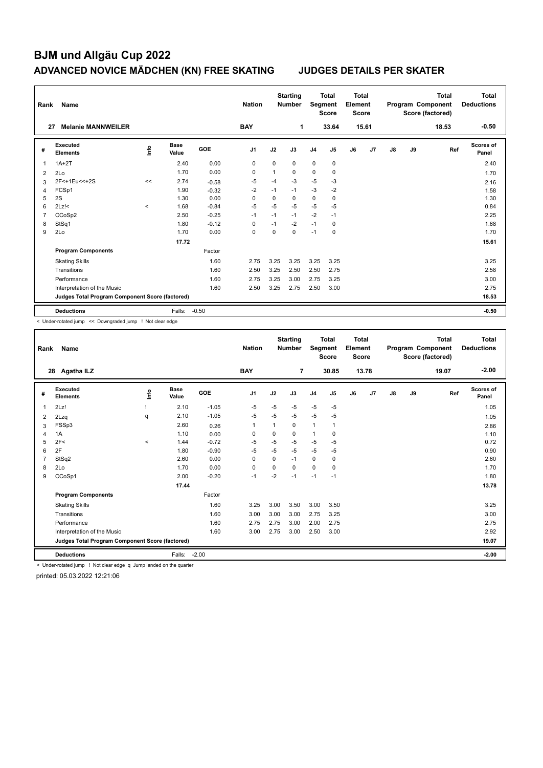# BJM und Allgäu Cup 2022

## ADVANCED NOVICE MÄDCHEN (KN) FREE SKATING JUDGES DETAILS PER SKATER

| Rank | Name | Nation | Starting Number | Total Segment Score | Total Element Score | Total Program Component Score (factored) | Total Deductions |
|---|---|---|---|---|---|---|---|
| 27 | Melanie MANNWEILER | BAY | 1 | 33.64 | 15.61 | 18.53 | -0.50 |

| # | Executed Elements | Info | Base Value | GOE | J1 | J2 | J3 | J4 | J5 | J6 | J7 | J8 | J9 | Ref | Scores of Panel |
|---|---|---|---|---|---|---|---|---|---|---|---|---|---|---|---|
| 1 | 1A+2T | | 2.40 | 0.00 | 0 | 0 | 0 | 0 | 0 | | | | | | 2.40 |
| 2 | 2Lo | | 1.70 | 0.00 | 0 | 1 | 0 | 0 | 0 | | | | | | 1.70 |
| 3 | 2F<+1Eu<<+2S | << | 2.74 | -0.58 | -5 | -4 | -3 | -5 | -3 | | | | | | 2.16 |
| 4 | FCSp1 | | 1.90 | -0.32 | -2 | -1 | -1 | -3 | -2 | | | | | | 1.58 |
| 5 | 2S | | 1.30 | 0.00 | 0 | 0 | 0 | 0 | 0 | | | | | | 1.30 |
| 6 | 2Lz!< | < | 1.68 | -0.84 | -5 | -5 | -5 | -5 | -5 | | | | | | 0.84 |
| 7 | CCoSp2 | | 2.50 | -0.25 | -1 | -1 | -1 | -2 | -1 | | | | | | 2.25 |
| 8 | StSq1 | | 1.80 | -0.12 | 0 | -1 | -2 | -1 | 0 | | | | | | 1.68 |
| 9 | 2Lo | | 1.70 | 0.00 | 0 | 0 | 0 | -1 | 0 | | | | | | 1.70 |
| | | | 17.72 | | | | | | | | | | | | 15.61 |
| | **Program Components** | | | Factor | | | | | | | | | | | |
| | Skating Skills | | | 1.60 | 2.75 | 3.25 | 3.25 | 3.25 | 3.25 | | | | | | 3.25 |
| | Transitions | | | 1.60 | 2.50 | 3.25 | 2.50 | 2.50 | 2.75 | | | | | | 2.58 |
| | Performance | | | 1.60 | 2.75 | 3.25 | 3.00 | 2.75 | 3.25 | | | | | | 3.00 |
| | Interpretation of the Music | | | 1.60 | 2.50 | 3.25 | 2.75 | 2.50 | 3.00 | | | | | | 2.75 |
| | **Judges Total Program Component Score (factored)** | | | | | | | | | | | | | | 18.53 |
| | **Deductions** | | Falls: | -0.50 | | | | | | | | | | | -0.50 |

< Under-rotated jump << Downgraded jump ! Not clear edge

| Rank | Name | Nation | Starting Number | Total Segment Score | Total Element Score | Total Program Component Score (factored) | Total Deductions |
|---|---|---|---|---|---|---|---|
| 28 | Agatha ILZ | BAY | 7 | 30.85 | 13.78 | 19.07 | -2.00 |

| # | Executed Elements | Info | Base Value | GOE | J1 | J2 | J3 | J4 | J5 | J6 | J7 | J8 | J9 | Ref | Scores of Panel |
|---|---|---|---|---|---|---|---|---|---|---|---|---|---|---|---|
| 1 | 2Lz! | ! | 2.10 | -1.05 | -5 | -5 | -5 | -5 | -5 | | | | | | 1.05 |
| 2 | 2Lzq | q | 2.10 | -1.05 | -5 | -5 | -5 | -5 | -5 | | | | | | 1.05 |
| 3 | FSSp3 | | 2.60 | 0.26 | 1 | 1 | 0 | 1 | 1 | | | | | | 2.86 |
| 4 | 1A | | 1.10 | 0.00 | 0 | 0 | 0 | 1 | 0 | | | | | | 1.10 |
| 5 | 2F< | < | 1.44 | -0.72 | -5 | -5 | -5 | -5 | -5 | | | | | | 0.72 |
| 6 | 2F | | 1.80 | -0.90 | -5 | -5 | -5 | -5 | -5 | | | | | | 0.90 |
| 7 | StSq2 | | 2.60 | 0.00 | 0 | 0 | -1 | 0 | 0 | | | | | | 2.60 |
| 8 | 2Lo | | 1.70 | 0.00 | 0 | 0 | 0 | 0 | 0 | | | | | | 1.70 |
| 9 | CCoSp1 | | 2.00 | -0.20 | -1 | -2 | -1 | -1 | -1 | | | | | | 1.80 |
| | | | 17.44 | | | | | | | | | | | | 13.78 |
| | **Program Components** | | | Factor | | | | | | | | | | | |
| | Skating Skills | | | 1.60 | 3.25 | 3.00 | 3.50 | 3.00 | 3.50 | | | | | | 3.25 |
| | Transitions | | | 1.60 | 3.00 | 3.00 | 3.00 | 2.75 | 3.25 | | | | | | 3.00 |
| | Performance | | | 1.60 | 2.75 | 2.75 | 3.00 | 2.00 | 2.75 | | | | | | 2.75 |
| | Interpretation of the Music | | | 1.60 | 3.00 | 2.75 | 3.00 | 2.50 | 3.00 | | | | | | 2.92 |
| | **Judges Total Program Component Score (factored)** | | | | | | | | | | | | | | 19.07 |
| | **Deductions** | | Falls: | -2.00 | | | | | | | | | | | -2.00 |

< Under-rotated jump ! Not clear edge q Jump landed on the quarter

printed: 05.03.2022 12:21:06